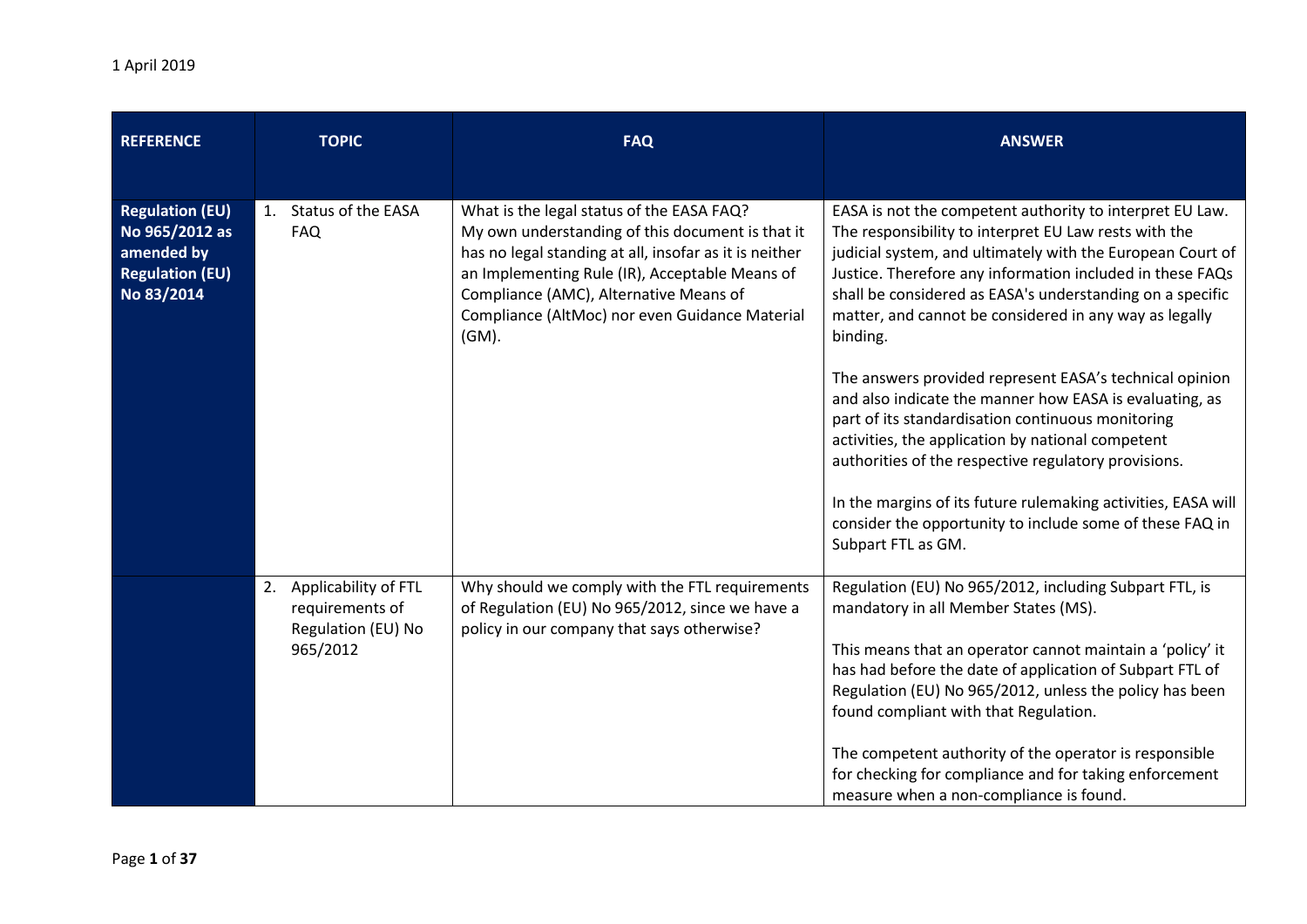1 April 2019

| REFERENCE | TOPIC | FAQ | ANSWER |
|---|---|---|---|
| **Regulation (EU) No 965/2012 as amended by Regulation (EU) No 83/2014** | 1. Status of the EASA FAQ | What is the legal status of the EASA FAQ?<br>My own understanding of this document is that it has no legal standing at all, insofar as it is neither an Implementing Rule (IR), Acceptable Means of Compliance (AMC), Alternative Means of Compliance (AltMoc) nor even Guidance Material (GM). | EASA is not the competent authority to interpret EU Law. The responsibility to interpret EU Law rests with the judicial system, and ultimately with the European Court of Justice. Therefore any information included in these FAQs shall be considered as EASA's understanding on a specific matter, and cannot be considered in any way as legally binding.<br><br>The answers provided represent EASA's technical opinion and also indicate the manner how EASA is evaluating, as part of its standardisation continuous monitoring activities, the application by national competent authorities of the respective regulatory provisions.<br><br>In the margins of its future rulemaking activities, EASA will consider the opportunity to include some of these FAQ in Subpart FTL as GM. |
| | 2. Applicability of FTL requirements of Regulation (EU) No 965/2012 | Why should we comply with the FTL requirements of Regulation (EU) No 965/2012, since we have a policy in our company that says otherwise? | Regulation (EU) No 965/2012, including Subpart FTL, is mandatory in all Member States (MS).<br><br>This means that an operator cannot maintain a 'policy' it has had before the date of application of Subpart FTL of Regulation (EU) No 965/2012, unless the policy has been found compliant with that Regulation.<br><br>The competent authority of the operator is responsible for checking for compliance and for taking enforcement measure when a non-compliance is found. |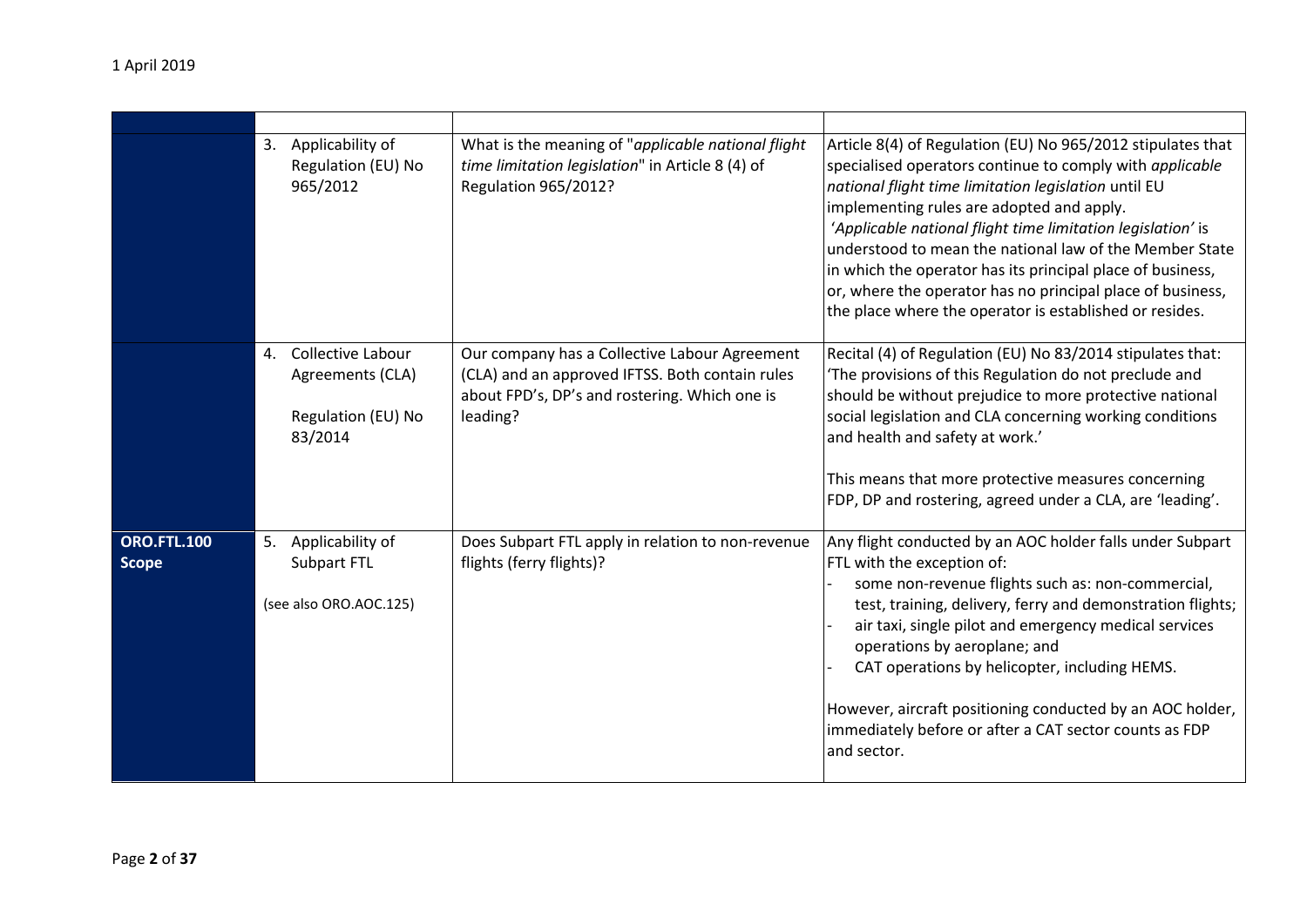| | | | |
|---|---|---|---|
| | 3. Applicability of Regulation (EU) No 965/2012 | What is the meaning of "*applicable national flight time limitation legislation*" in Article 8 (4) of Regulation 965/2012? | Article 8(4) of Regulation (EU) No 965/2012 stipulates that specialised operators continue to comply with *applicable national flight time limitation legislation* until EU implementing rules are adopted and apply.<br>'*Applicable national flight time limitation legislation'* is understood to mean the national law of the Member State in which the operator has its principal place of business, or, where the operator has no principal place of business, the place where the operator is established or resides. |
| | 4. Collective Labour Agreements (CLA)<br><br>Regulation (EU) No 83/2014 | Our company has a Collective Labour Agreement (CLA) and an approved IFTSS. Both contain rules about FPD's, DP's and rostering. Which one is leading? | Recital (4) of Regulation (EU) No 83/2014 stipulates that: 'The provisions of this Regulation do not preclude and should be without prejudice to more protective national social legislation and CLA concerning working conditions and health and safety at work.'<br><br>This means that more protective measures concerning FDP, DP and rostering, agreed under a CLA, are 'leading'. |
| **ORO.FTL.100 Scope** | 5. Applicability of Subpart FTL<br><br>(see also ORO.AOC.125) | Does Subpart FTL apply in relation to non-revenue flights (ferry flights)? | Any flight conducted by an AOC holder falls under Subpart FTL with the exception of:<br>- some non-revenue flights such as: non-commercial, test, training, delivery, ferry and demonstration flights;<br>- air taxi, single pilot and emergency medical services operations by aeroplane; and<br>- CAT operations by helicopter, including HEMS.<br><br>However, aircraft positioning conducted by an AOC holder, immediately before or after a CAT sector counts as FDP and sector. |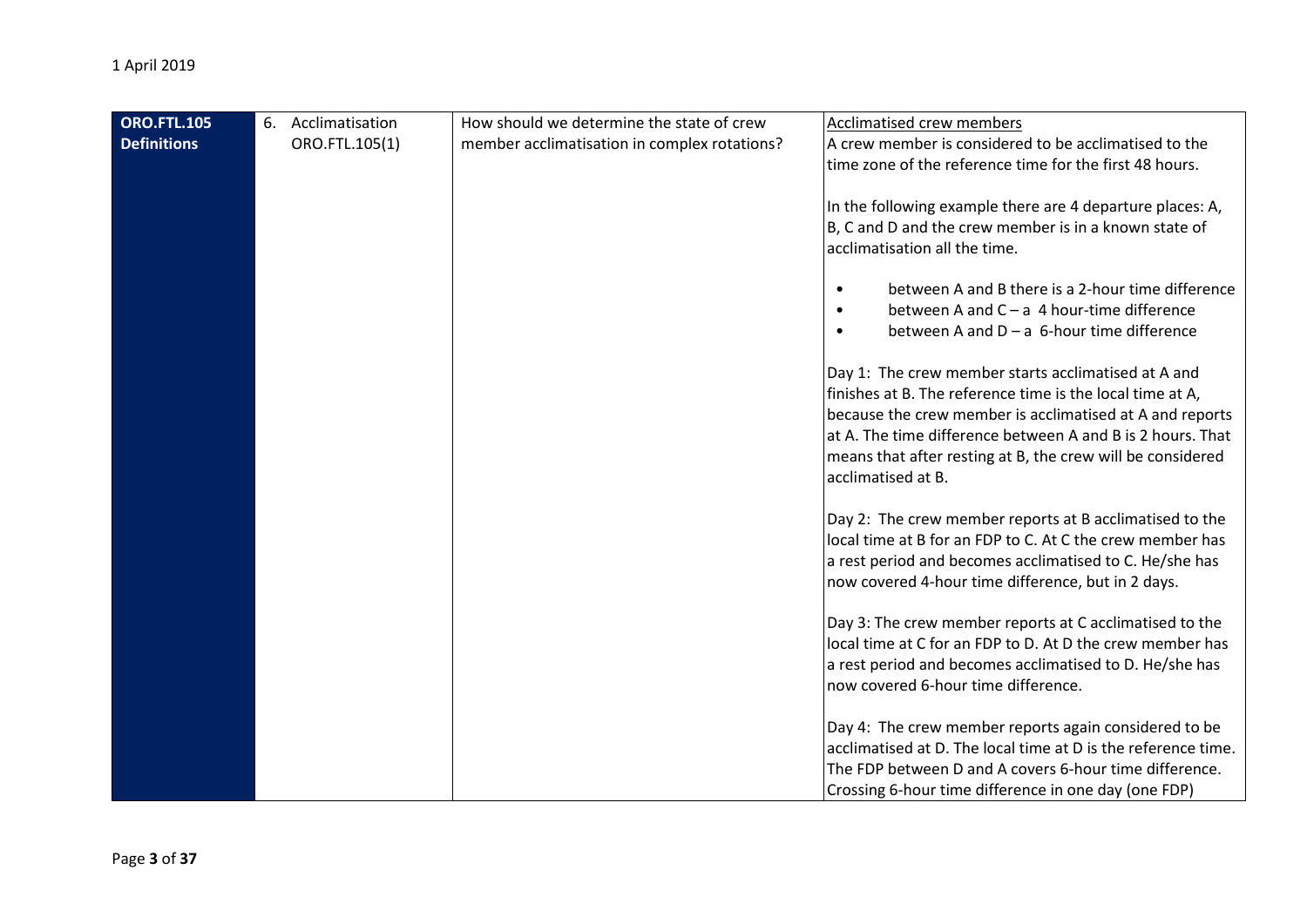| | | | |
|---|---|---|---|
| **ORO.FTL.105 Definitions** | 6. Acclimatisation ORO.FTL.105(1) | How should we determine the state of crew member acclimatisation in complex rotations? | Acclimatised crew members<br>A crew member is considered to be acclimatised to the time zone of the reference time for the first 48 hours.<br><br>In the following example there are 4 departure places: A, B, C and D and the crew member is in a known state of acclimatisation all the time.<br><br>• between A and B there is a 2-hour time difference<br>• between A and C – a 4 hour-time difference<br>• between A and D – a 6-hour time difference<br><br>Day 1: The crew member starts acclimatised at A and finishes at B. The reference time is the local time at A, because the crew member is acclimatised at A and reports at A. The time difference between A and B is 2 hours. That means that after resting at B, the crew will be considered acclimatised at B.<br><br>Day 2: The crew member reports at B acclimatised to the local time at B for an FDP to C. At C the crew member has a rest period and becomes acclimatised to C. He/she has now covered 4-hour time difference, but in 2 days.<br><br>Day 3: The crew member reports at C acclimatised to the local time at C for an FDP to D. At D the crew member has a rest period and becomes acclimatised to D. He/she has now covered 6-hour time difference.<br><br>Day 4: The crew member reports again considered to be acclimatised at D. The local time at D is the reference time. The FDP between D and A covers 6-hour time difference. Crossing 6-hour time difference in one day (one FDP) |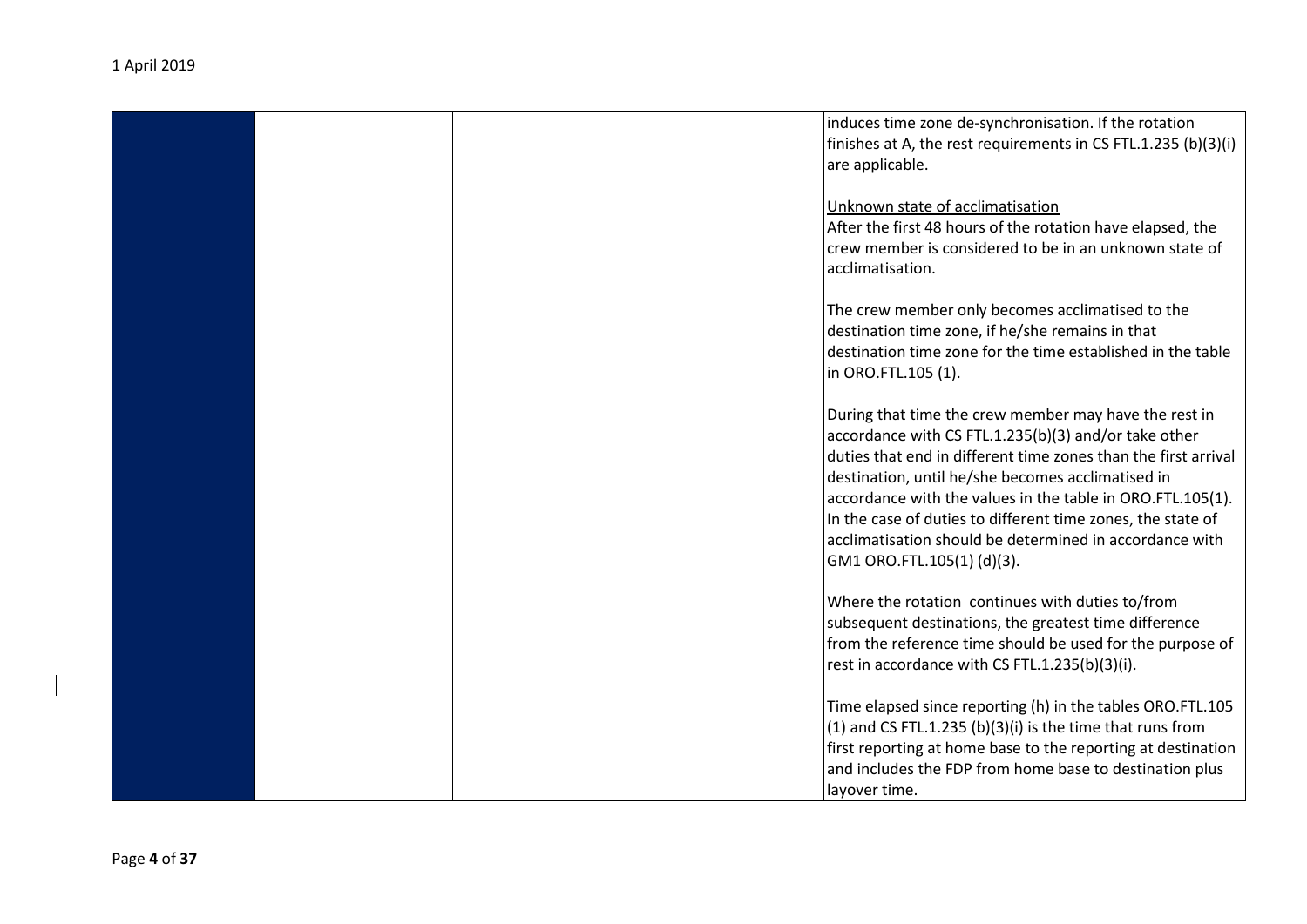| | | | |
|---|---|---|---|
| | | | induces time zone de-synchronisation. If the rotation finishes at A, the rest requirements in CS FTL.1.235 (b)(3)(i) are applicable.<br><br>Unknown state of acclimatisation<br>After the first 48 hours of the rotation have elapsed, the crew member is considered to be in an unknown state of acclimatisation.<br><br>The crew member only becomes acclimatised to the destination time zone, if he/she remains in that destination time zone for the time established in the table in ORO.FTL.105 (1).<br><br>During that time the crew member may have the rest in accordance with CS FTL.1.235(b)(3) and/or take other duties that end in different time zones than the first arrival destination, until he/she becomes acclimatised in accordance with the values in the table in ORO.FTL.105(1). In the case of duties to different time zones, the state of acclimatisation should be determined in accordance with GM1 ORO.FTL.105(1) (d)(3).<br><br>Where the rotation continues with duties to/from subsequent destinations, the greatest time difference from the reference time should be used for the purpose of rest in accordance with CS FTL.1.235(b)(3)(i).<br><br>Time elapsed since reporting (h) in the tables ORO.FTL.105 (1) and CS FTL.1.235 (b)(3)(i) is the time that runs from first reporting at home base to the reporting at destination and includes the FDP from home base to destination plus layover time. |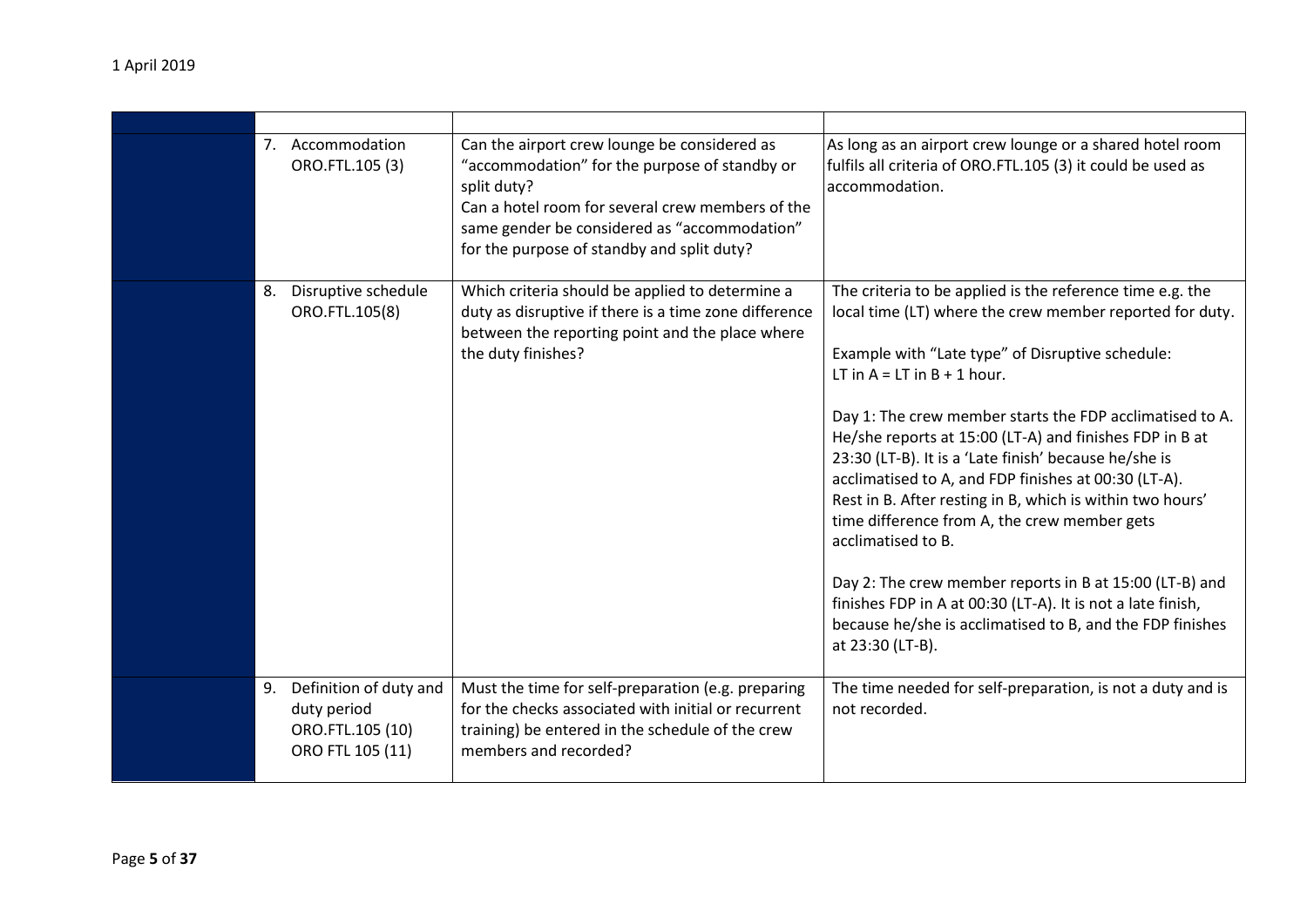| | | | |
|---|---|---|---|
| | 7. Accommodation ORO.FTL.105 (3) | Can the airport crew lounge be considered as "accommodation" for the purpose of standby or split duty?<br>Can a hotel room for several crew members of the same gender be considered as "accommodation" for the purpose of standby and split duty? | As long as an airport crew lounge or a shared hotel room fulfils all criteria of ORO.FTL.105 (3) it could be used as accommodation. |
| | 8. Disruptive schedule ORO.FTL.105(8) | Which criteria should be applied to determine a duty as disruptive if there is a time zone difference between the reporting point and the place where the duty finishes? | The criteria to be applied is the reference time e.g. the local time (LT) where the crew member reported for duty.<br><br>Example with "Late type" of Disruptive schedule:<br>LT in A = LT in B + 1 hour.<br><br>Day 1: The crew member starts the FDP acclimatised to A. He/she reports at 15:00 (LT-A) and finishes FDP in B at 23:30 (LT-B). It is a 'Late finish' because he/she is acclimatised to A, and FDP finishes at 00:30 (LT-A).<br>Rest in B. After resting in B, which is within two hours' time difference from A, the crew member gets acclimatised to B.<br><br>Day 2: The crew member reports in B at 15:00 (LT-B) and finishes FDP in A at 00:30 (LT-A). It is not a late finish, because he/she is acclimatised to B, and the FDP finishes at 23:30 (LT-B). |
| | 9. Definition of duty and duty period ORO.FTL.105 (10) ORO FTL 105 (11) | Must the time for self-preparation (e.g. preparing for the checks associated with initial or recurrent training) be entered in the schedule of the crew members and recorded? | The time needed for self-preparation, is not a duty and is not recorded. |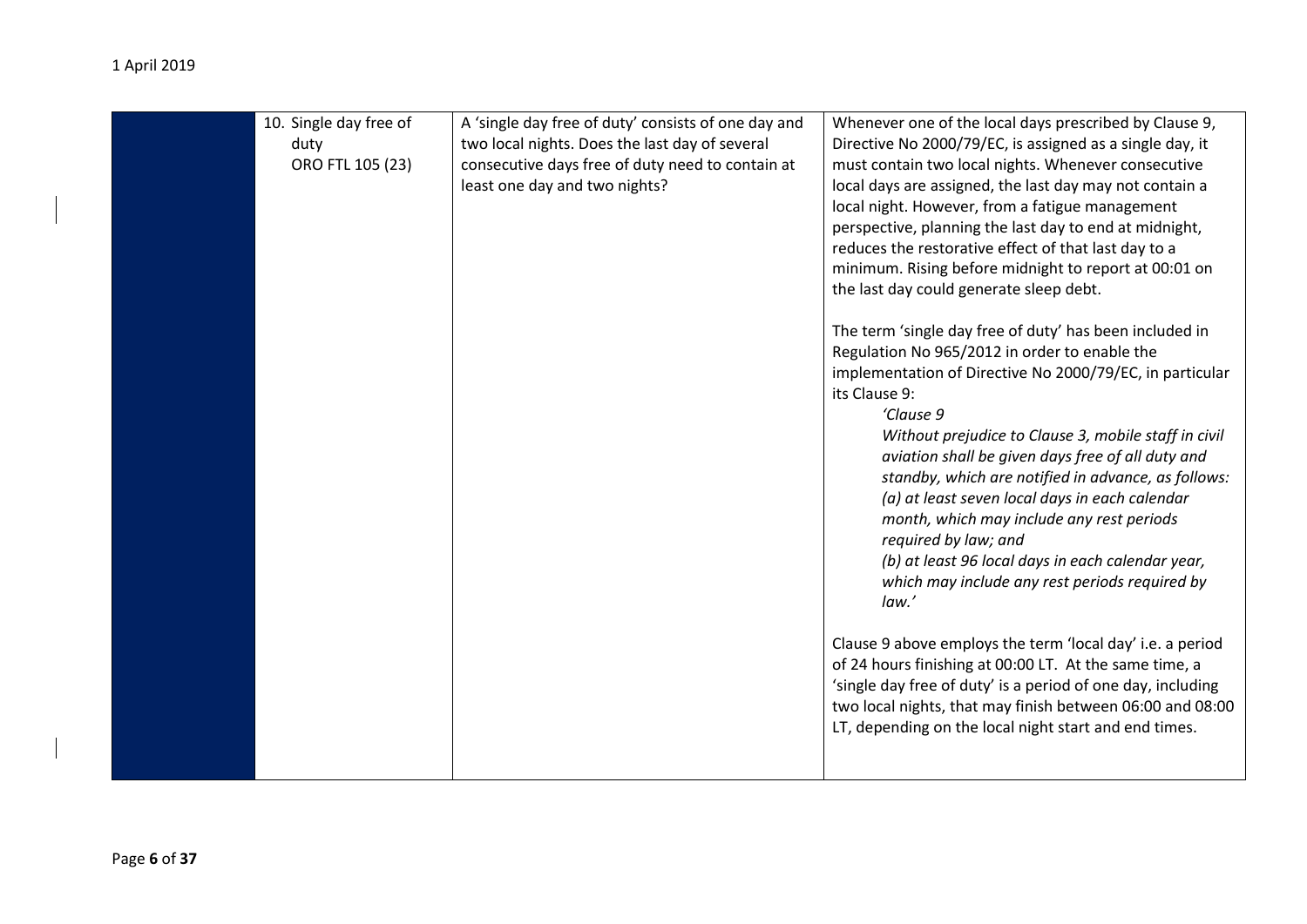| | | | |
|---|---|---|---|
| | 10. Single day free of duty<br>ORO FTL 105 (23) | A 'single day free of duty' consists of one day and two local nights. Does the last day of several consecutive days free of duty need to contain at least one day and two nights? | Whenever one of the local days prescribed by Clause 9, Directive No 2000/79/EC, is assigned as a single day, it must contain two local nights. Whenever consecutive local days are assigned, the last day may not contain a local night. However, from a fatigue management perspective, planning the last day to end at midnight, reduces the restorative effect of that last day to a minimum. Rising before midnight to report at 00:01 on the last day could generate sleep debt.<br><br>The term 'single day free of duty' has been included in Regulation No 965/2012 in order to enable the implementation of Directive No 2000/79/EC, in particular its Clause 9:<br>*'Clause 9*<br>*Without prejudice to Clause 3, mobile staff in civil aviation shall be given days free of all duty and standby, which are notified in advance, as follows:*<br>*(a) at least seven local days in each calendar month, which may include any rest periods required by law; and*<br>*(b) at least 96 local days in each calendar year, which may include any rest periods required by law.'*<br><br>Clause 9 above employs the term 'local day' i.e. a period of 24 hours finishing at 00:00 LT. At the same time, a 'single day free of duty' is a period of one day, including two local nights, that may finish between 06:00 and 08:00 LT, depending on the local night start and end times. |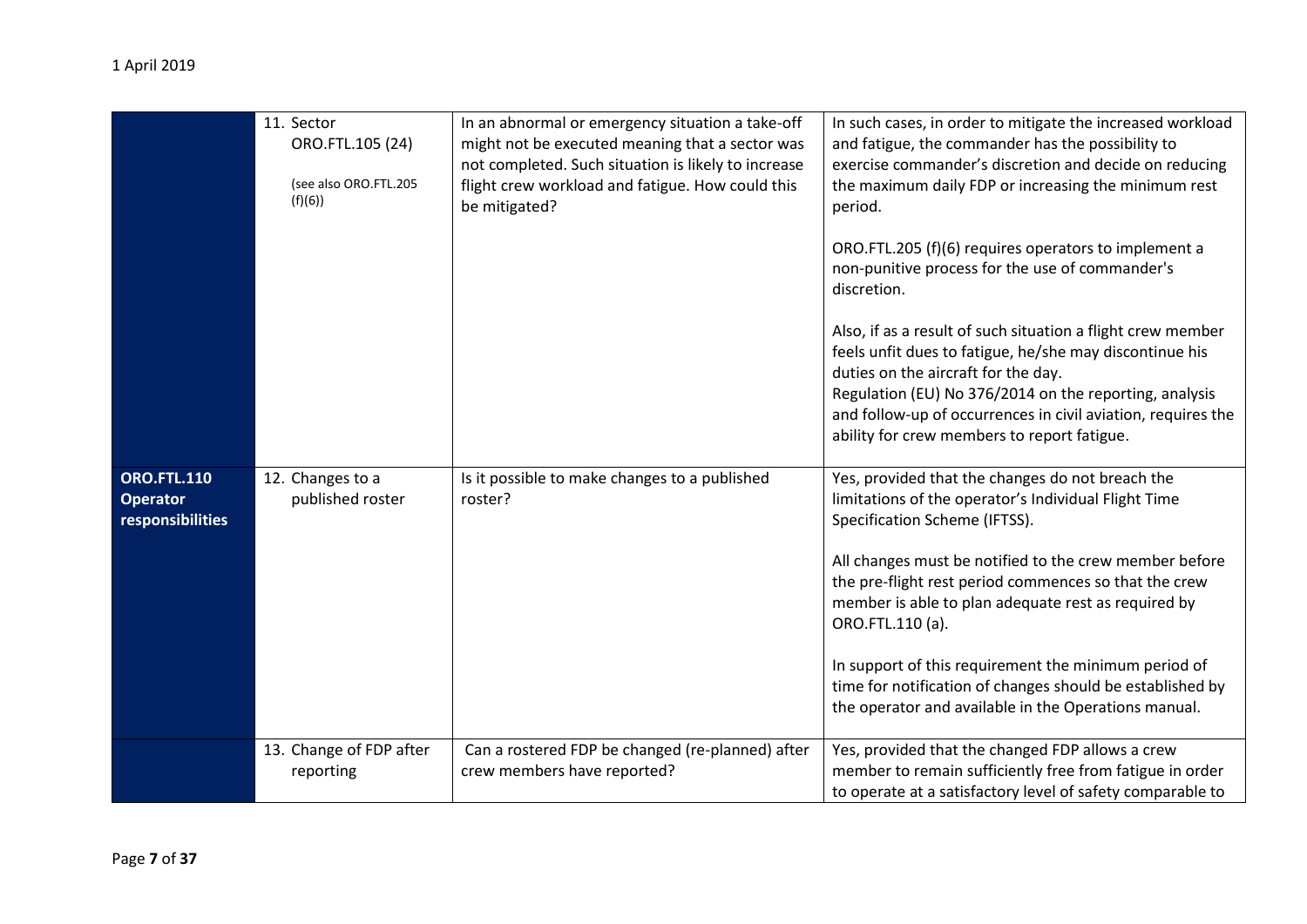| | | | |
|---|---|---|---|
| | 11. Sector ORO.FTL.105 (24) (see also ORO.FTL.205 (f)(6)) | In an abnormal or emergency situation a take-off might not be executed meaning that a sector was not completed. Such situation is likely to increase flight crew workload and fatigue. How could this be mitigated? | In such cases, in order to mitigate the increased workload and fatigue, the commander has the possibility to exercise commander's discretion and decide on reducing the maximum daily FDP or increasing the minimum rest period.<br><br>ORO.FTL.205 (f)(6) requires operators to implement a non-punitive process for the use of commander's discretion.<br><br>Also, if as a result of such situation a flight crew member feels unfit dues to fatigue, he/she may discontinue his duties on the aircraft for the day.<br>Regulation (EU) No 376/2014 on the reporting, analysis and follow-up of occurrences in civil aviation, requires the ability for crew members to report fatigue. |
| **ORO.FTL.110 Operator responsibilities** | 12. Changes to a published roster | Is it possible to make changes to a published roster? | Yes, provided that the changes do not breach the limitations of the operator's Individual Flight Time Specification Scheme (IFTSS).<br><br>All changes must be notified to the crew member before the pre-flight rest period commences so that the crew member is able to plan adequate rest as required by ORO.FTL.110 (a).<br><br>In support of this requirement the minimum period of time for notification of changes should be established by the operator and available in the Operations manual. |
| | 13. Change of FDP after reporting | Can a rostered FDP be changed (re-planned) after crew members have reported? | Yes, provided that the changed FDP allows a crew member to remain sufficiently free from fatigue in order to operate at a satisfactory level of safety comparable to |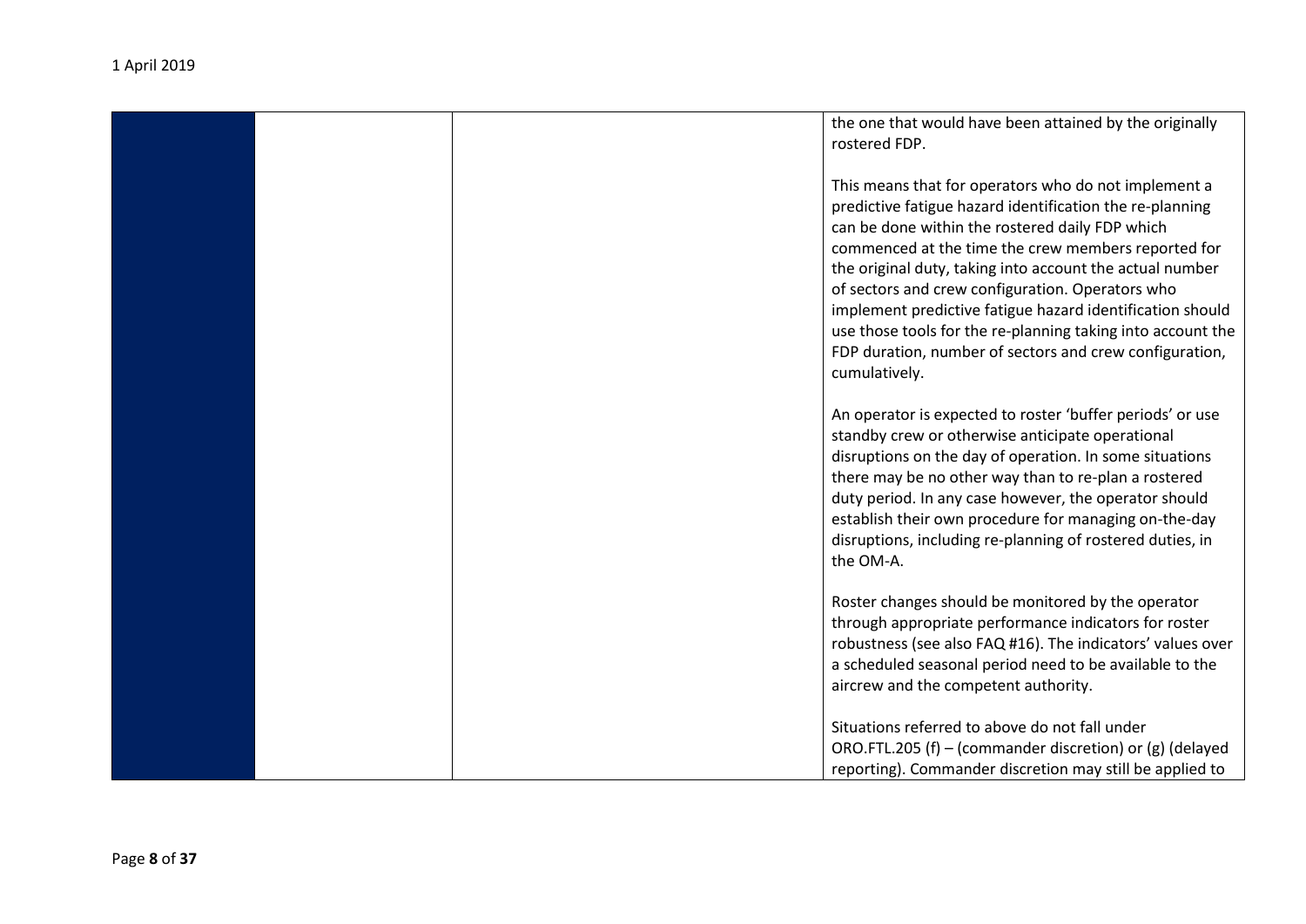| | | | |
|---|---|---|---|
| | | | the one that would have been attained by the originally rostered FDP.<br><br>This means that for operators who do not implement a predictive fatigue hazard identification the re-planning can be done within the rostered daily FDP which commenced at the time the crew members reported for the original duty, taking into account the actual number of sectors and crew configuration. Operators who implement predictive fatigue hazard identification should use those tools for the re-planning taking into account the FDP duration, number of sectors and crew configuration, cumulatively.<br><br>An operator is expected to roster 'buffer periods' or use standby crew or otherwise anticipate operational disruptions on the day of operation. In some situations there may be no other way than to re-plan a rostered duty period. In any case however, the operator should establish their own procedure for managing on-the-day disruptions, including re-planning of rostered duties, in the OM-A.<br><br>Roster changes should be monitored by the operator through appropriate performance indicators for roster robustness (see also FAQ #16). The indicators' values over a scheduled seasonal period need to be available to the aircrew and the competent authority.<br><br>Situations referred to above do not fall under ORO.FTL.205 (f) – (commander discretion) or (g) (delayed reporting). Commander discretion may still be applied to |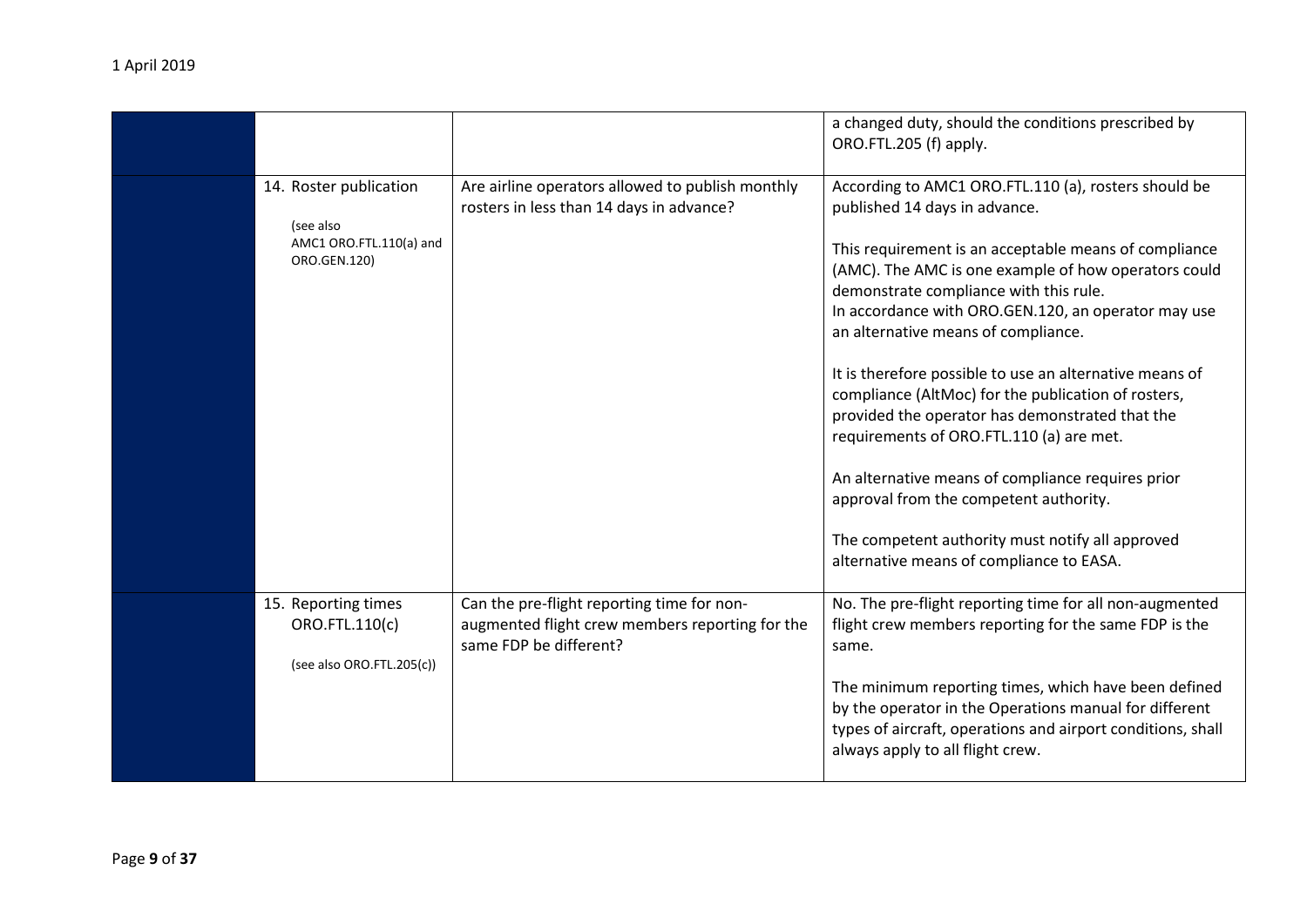| | | | |
|---|---|---|---|
| | | | a changed duty, should the conditions prescribed by ORO.FTL.205 (f) apply. |
| | 14. Roster publication<br><br>(see also AMC1 ORO.FTL.110(a) and ORO.GEN.120) | Are airline operators allowed to publish monthly rosters in less than 14 days in advance? | According to AMC1 ORO.FTL.110 (a), rosters should be published 14 days in advance.<br><br>This requirement is an acceptable means of compliance (AMC). The AMC is one example of how operators could demonstrate compliance with this rule.<br>In accordance with ORO.GEN.120, an operator may use an alternative means of compliance.<br><br>It is therefore possible to use an alternative means of compliance (AltMoc) for the publication of rosters, provided the operator has demonstrated that the requirements of ORO.FTL.110 (a) are met.<br><br>An alternative means of compliance requires prior approval from the competent authority.<br><br>The competent authority must notify all approved alternative means of compliance to EASA. |
| | 15. Reporting times ORO.FTL.110(c)<br><br>(see also ORO.FTL.205(c)) | Can the pre-flight reporting time for non-augmented flight crew members reporting for the same FDP be different? | No. The pre-flight reporting time for all non-augmented flight crew members reporting for the same FDP is the same.<br><br>The minimum reporting times, which have been defined by the operator in the Operations manual for different types of aircraft, operations and airport conditions, shall always apply to all flight crew. |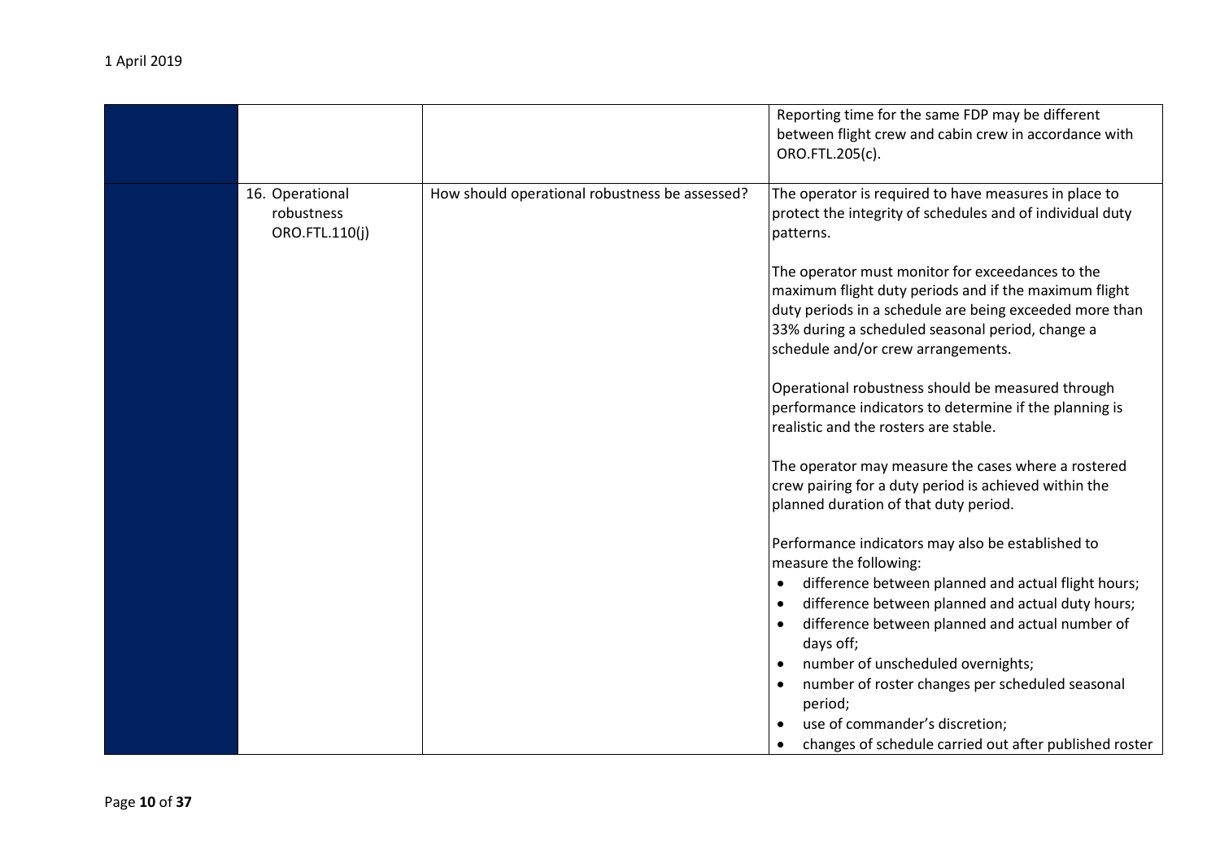| | | | |
|---|---|---|---|
| | | | Reporting time for the same FDP may be different between flight crew and cabin crew in accordance with ORO.FTL.205(c). |
| | 16. Operational robustness ORO.FTL.110(j) | How should operational robustness be assessed? | The operator is required to have measures in place to protect the integrity of schedules and of individual duty patterns.<br><br>The operator must monitor for exceedances to the maximum flight duty periods and if the maximum flight duty periods in a schedule are being exceeded more than 33% during a scheduled seasonal period, change a schedule and/or crew arrangements.<br><br>Operational robustness should be measured through performance indicators to determine if the planning is realistic and the rosters are stable.<br><br>The operator may measure the cases where a rostered crew pairing for a duty period is achieved within the planned duration of that duty period.<br><br>Performance indicators may also be established to measure the following:<br>• difference between planned and actual flight hours;<br>• difference between planned and actual duty hours;<br>• difference between planned and actual number of days off;<br>• number of unscheduled overnights;<br>• number of roster changes per scheduled seasonal period;<br>• use of commander's discretion;<br>• changes of schedule carried out after published roster |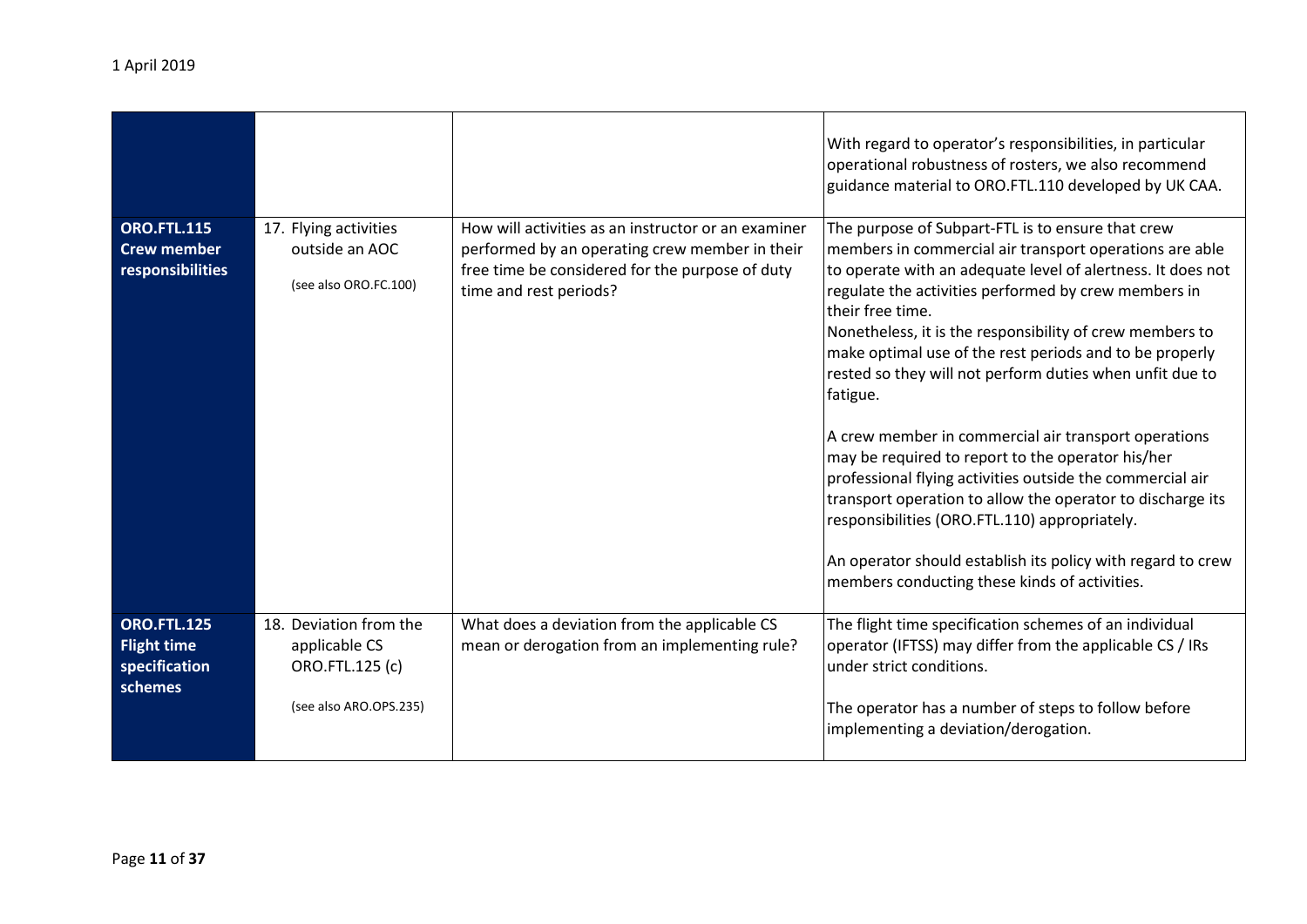1 April 2019

| | | | |
|---|---|---|---|
| | | | With regard to operator's responsibilities, in particular operational robustness of rosters, we also recommend guidance material to ORO.FTL.110 developed by UK CAA. |
| **ORO.FTL.115 Crew member responsibilities** | 17. Flying activities outside an AOC<br><br>(see also ORO.FC.100) | How will activities as an instructor or an examiner performed by an operating crew member in their free time be considered for the purpose of duty time and rest periods? | The purpose of Subpart-FTL is to ensure that crew members in commercial air transport operations are able to operate with an adequate level of alertness. It does not regulate the activities performed by crew members in their free time.<br>Nonetheless, it is the responsibility of crew members to make optimal use of the rest periods and to be properly rested so they will not perform duties when unfit due to fatigue.<br><br>A crew member in commercial air transport operations may be required to report to the operator his/her professional flying activities outside the commercial air transport operation to allow the operator to discharge its responsibilities (ORO.FTL.110) appropriately.<br><br>An operator should establish its policy with regard to crew members conducting these kinds of activities. |
| **ORO.FTL.125 Flight time specification schemes** | 18. Deviation from the applicable CS ORO.FTL.125 (c)<br><br>(see also ARO.OPS.235) | What does a deviation from the applicable CS mean or derogation from an implementing rule? | The flight time specification schemes of an individual operator (IFTSS) may differ from the applicable CS / IRs under strict conditions.<br><br>The operator has a number of steps to follow before implementing a deviation/derogation. |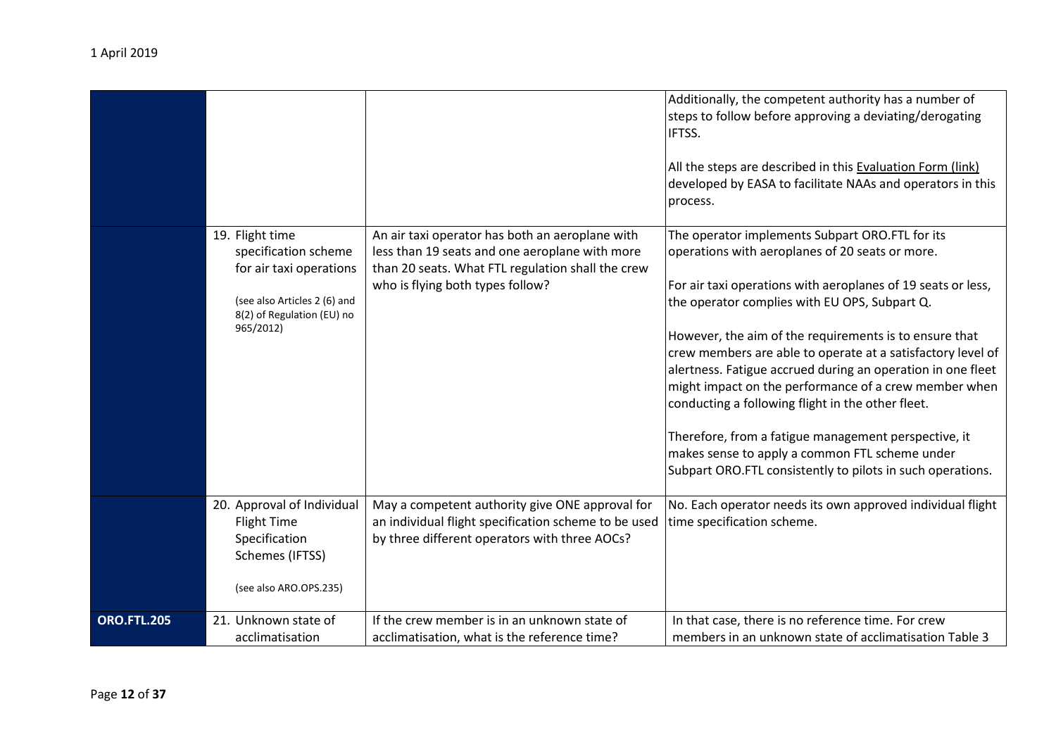| | | | |
|---|---|---|---|
| | | | Additionally, the competent authority has a number of steps to follow before approving a deviating/derogating IFTSS.<br><br>All the steps are described in this Evaluation Form (link) developed by EASA to facilitate NAAs and operators in this process. |
| | 19. Flight time specification scheme for air taxi operations<br><br>(see also Articles 2 (6) and 8(2) of Regulation (EU) no 965/2012) | An air taxi operator has both an aeroplane with less than 19 seats and one aeroplane with more than 20 seats. What FTL regulation shall the crew who is flying both types follow? | The operator implements Subpart ORO.FTL for its operations with aeroplanes of 20 seats or more.<br><br>For air taxi operations with aeroplanes of 19 seats or less, the operator complies with EU OPS, Subpart Q.<br><br>However, the aim of the requirements is to ensure that crew members are able to operate at a satisfactory level of alertness. Fatigue accrued during an operation in one fleet might impact on the performance of a crew member when conducting a following flight in the other fleet.<br><br>Therefore, from a fatigue management perspective, it makes sense to apply a common FTL scheme under Subpart ORO.FTL consistently to pilots in such operations. |
| | 20. Approval of Individual Flight Time Specification Schemes (IFTSS)<br><br>(see also ARO.OPS.235) | May a competent authority give ONE approval for an individual flight specification scheme to be used by three different operators with three AOCs? | No. Each operator needs its own approved individual flight time specification scheme. |
| **ORO.FTL.205** | 21. Unknown state of acclimatisation | If the crew member is in an unknown state of acclimatisation, what is the reference time? | In that case, there is no reference time. For crew members in an unknown state of acclimatisation Table 3 |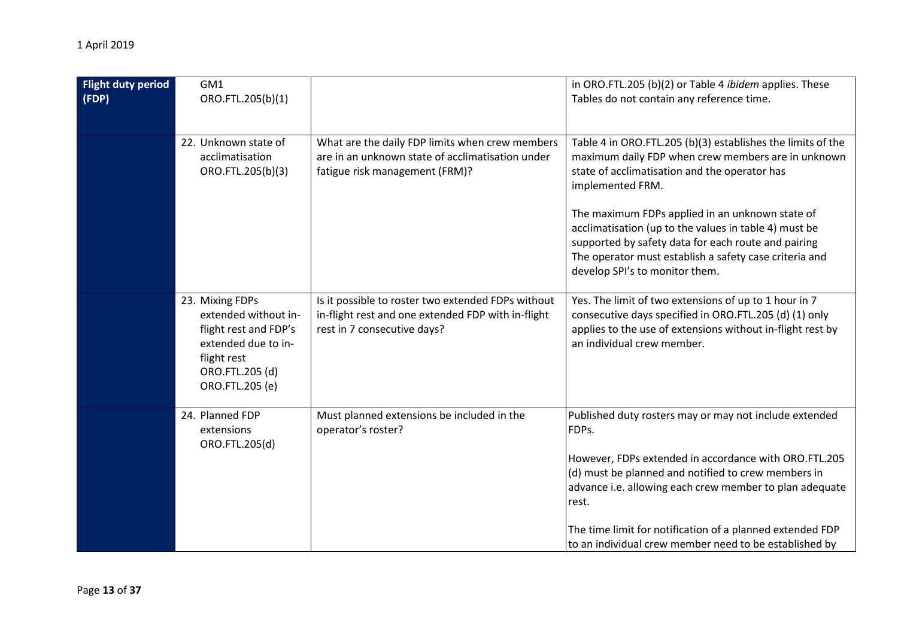| | | | |
|---|---|---|---|
| **Flight duty period (FDP)** | GM1 ORO.FTL.205(b)(1) | | in ORO.FTL.205 (b)(2) or Table 4 *ibidem* applies. These Tables do not contain any reference time. |
| | 22. Unknown state of acclimatisation ORO.FTL.205(b)(3) | What are the daily FDP limits when crew members are in an unknown state of acclimatisation under fatigue risk management (FRM)? | Table 4 in ORO.FTL.205 (b)(3) establishes the limits of the maximum daily FDP when crew members are in unknown state of acclimatisation and the operator has implemented FRM.<br><br>The maximum FDPs applied in an unknown state of acclimatisation (up to the values in table 4) must be supported by safety data for each route and pairing The operator must establish a safety case criteria and develop SPI's to monitor them. |
| | 23. Mixing FDPs extended without in-flight rest and FDP's extended due to in-flight rest ORO.FTL.205 (d) ORO.FTL.205 (e) | Is it possible to roster two extended FDPs without in-flight rest and one extended FDP with in-flight rest in 7 consecutive days? | Yes. The limit of two extensions of up to 1 hour in 7 consecutive days specified in ORO.FTL.205 (d) (1) only applies to the use of extensions without in-flight rest by an individual crew member. |
| | 24. Planned FDP extensions ORO.FTL.205(d) | Must planned extensions be included in the operator's roster? | Published duty rosters may or may not include extended FDPs.<br><br>However, FDPs extended in accordance with ORO.FTL.205 (d) must be planned and notified to crew members in advance i.e. allowing each crew member to plan adequate rest.<br><br>The time limit for notification of a planned extended FDP to an individual crew member need to be established by |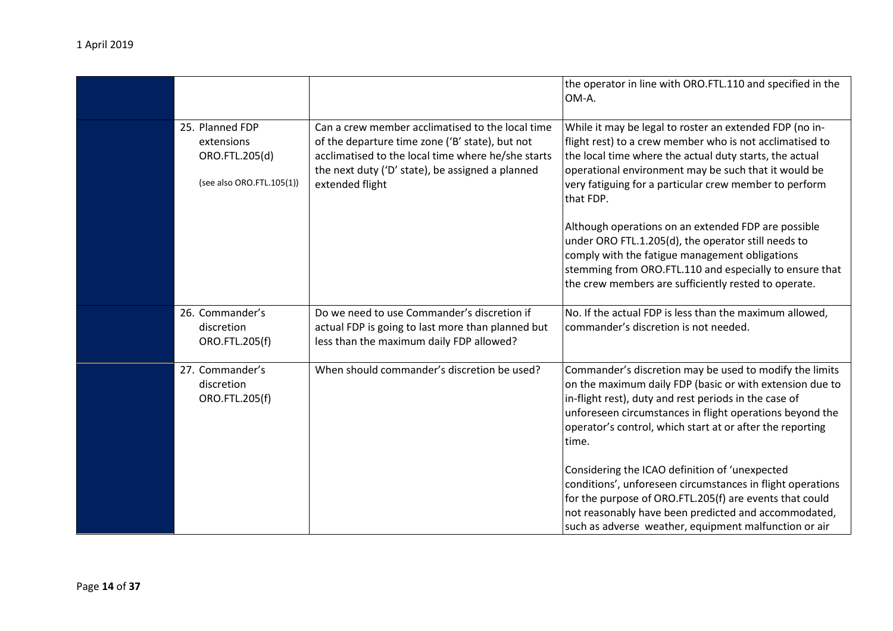| | | | |
|---|---|---|---|
| | | | the operator in line with ORO.FTL.110 and specified in the OM-A. |
| | 25. Planned FDP extensions ORO.FTL.205(d) (see also ORO.FTL.105(1)) | Can a crew member acclimatised to the local time of the departure time zone ('B' state), but not acclimatised to the local time where he/she starts the next duty ('D' state), be assigned a planned extended flight | While it may be legal to roster an extended FDP (no in-flight rest) to a crew member who is not acclimatised to the local time where the actual duty starts, the actual operational environment may be such that it would be very fatiguing for a particular crew member to perform that FDP.<br><br>Although operations on an extended FDP are possible under ORO FTL.1.205(d), the operator still needs to comply with the fatigue management obligations stemming from ORO.FTL.110 and especially to ensure that the crew members are sufficiently rested to operate. |
| | 26. Commander's discretion ORO.FTL.205(f) | Do we need to use Commander's discretion if actual FDP is going to last more than planned but less than the maximum daily FDP allowed? | No. If the actual FDP is less than the maximum allowed, commander's discretion is not needed. |
| | 27. Commander's discretion ORO.FTL.205(f) | When should commander's discretion be used? | Commander's discretion may be used to modify the limits on the maximum daily FDP (basic or with extension due to in-flight rest), duty and rest periods in the case of unforeseen circumstances in flight operations beyond the operator's control, which start at or after the reporting time.<br><br>Considering the ICAO definition of 'unexpected conditions', unforeseen circumstances in flight operations for the purpose of ORO.FTL.205(f) are events that could not reasonably have been predicted and accommodated, such as adverse weather, equipment malfunction or air |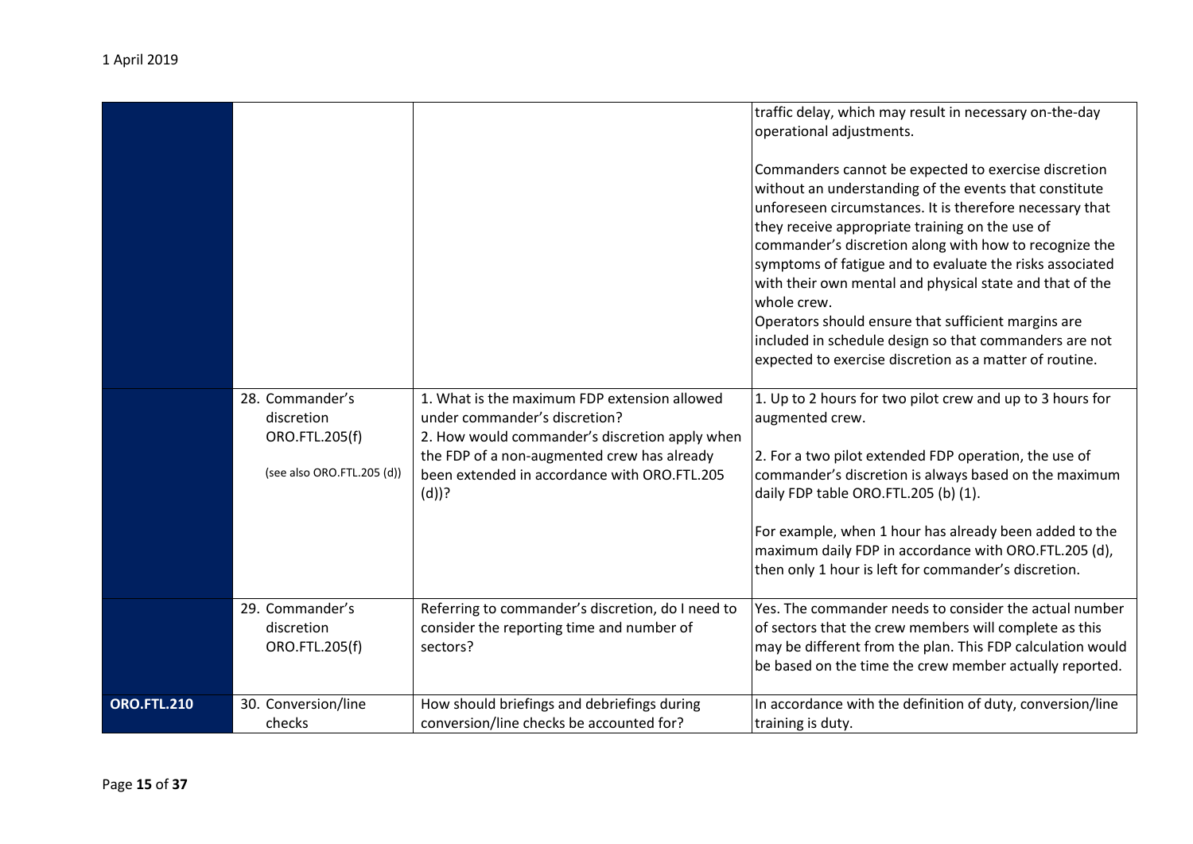| | | | |
|---|---|---|---|
| | | | traffic delay, which may result in necessary on-the-day operational adjustments.<br><br>Commanders cannot be expected to exercise discretion without an understanding of the events that constitute unforeseen circumstances. It is therefore necessary that they receive appropriate training on the use of commander's discretion along with how to recognize the symptoms of fatigue and to evaluate the risks associated with their own mental and physical state and that of the whole crew.<br>Operators should ensure that sufficient margins are included in schedule design so that commanders are not expected to exercise discretion as a matter of routine. |
| | 28. Commander's discretion ORO.FTL.205(f)<br><br>(see also ORO.FTL.205 (d)) | 1. What is the maximum FDP extension allowed under commander's discretion?<br>2. How would commander's discretion apply when the FDP of a non-augmented crew has already been extended in accordance with ORO.FTL.205 (d))? | 1. Up to 2 hours for two pilot crew and up to 3 hours for augmented crew.<br><br>2. For a two pilot extended FDP operation, the use of commander's discretion is always based on the maximum daily FDP table ORO.FTL.205 (b) (1).<br><br>For example, when 1 hour has already been added to the maximum daily FDP in accordance with ORO.FTL.205 (d), then only 1 hour is left for commander's discretion. |
| | 29. Commander's discretion ORO.FTL.205(f) | Referring to commander's discretion, do I need to consider the reporting time and number of sectors? | Yes. The commander needs to consider the actual number of sectors that the crew members will complete as this may be different from the plan. This FDP calculation would be based on the time the crew member actually reported. |
| **ORO.FTL.210** | 30. Conversion/line checks | How should briefings and debriefings during conversion/line checks be accounted for? | In accordance with the definition of duty, conversion/line training is duty. |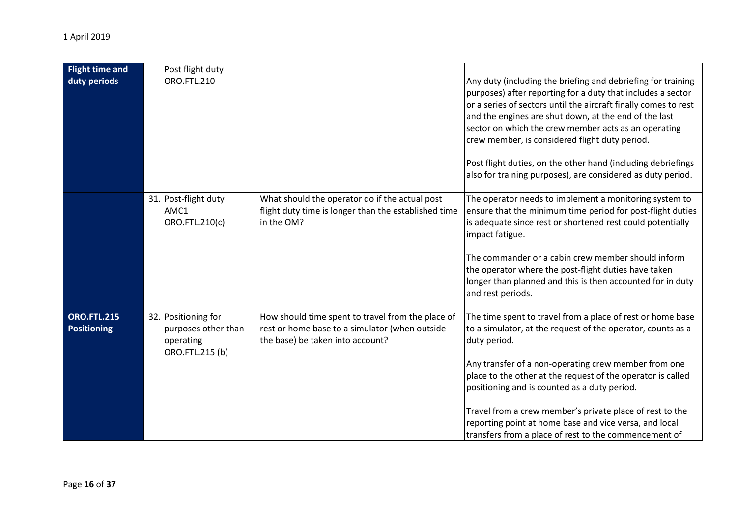| | | | |
|---|---|---|---|
| **Flight time and duty periods** | Post flight duty ORO.FTL.210 | | Any duty (including the briefing and debriefing for training purposes) after reporting for a duty that includes a sector or a series of sectors until the aircraft finally comes to rest and the engines are shut down, at the end of the last sector on which the crew member acts as an operating crew member, is considered flight duty period.<br><br>Post flight duties, on the other hand (including debriefings also for training purposes), are considered as duty period. |
| | 31. Post-flight duty AMC1 ORO.FTL.210(c) | What should the operator do if the actual post flight duty time is longer than the established time in the OM? | The operator needs to implement a monitoring system to ensure that the minimum time period for post-flight duties is adequate since rest or shortened rest could potentially impact fatigue.<br><br>The commander or a cabin crew member should inform the operator where the post-flight duties have taken longer than planned and this is then accounted for in duty and rest periods. |
| **ORO.FTL.215 Positioning** | 32. Positioning for purposes other than operating ORO.FTL.215 (b) | How should time spent to travel from the place of rest or home base to a simulator (when outside the base) be taken into account? | The time spent to travel from a place of rest or home base to a simulator, at the request of the operator, counts as a duty period.<br><br>Any transfer of a non-operating crew member from one place to the other at the request of the operator is called positioning and is counted as a duty period.<br><br>Travel from a crew member's private place of rest to the reporting point at home base and vice versa, and local transfers from a place of rest to the commencement of |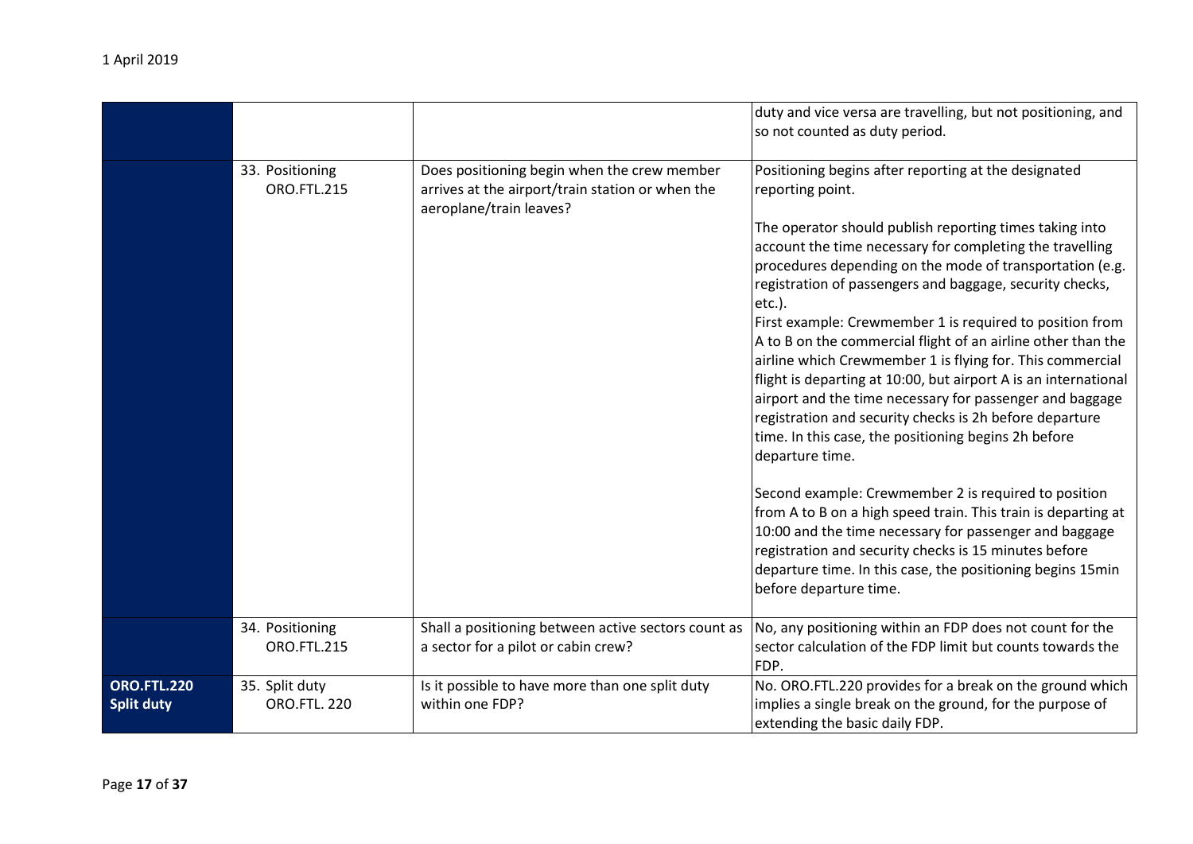| | | | |
|---|---|---|---|
| | | | duty and vice versa are travelling, but not positioning, and so not counted as duty period. |
| | 33. Positioning ORO.FTL.215 | Does positioning begin when the crew member arrives at the airport/train station or when the aeroplane/train leaves? | Positioning begins after reporting at the designated reporting point.<br><br>The operator should publish reporting times taking into account the time necessary for completing the travelling procedures depending on the mode of transportation (e.g. registration of passengers and baggage, security checks, etc.).<br>First example: Crewmember 1 is required to position from A to B on the commercial flight of an airline other than the airline which Crewmember 1 is flying for. This commercial flight is departing at 10:00, but airport A is an international airport and the time necessary for passenger and baggage registration and security checks is 2h before departure time. In this case, the positioning begins 2h before departure time.<br><br>Second example: Crewmember 2 is required to position from A to B on a high speed train. This train is departing at 10:00 and the time necessary for passenger and baggage registration and security checks is 15 minutes before departure time. In this case, the positioning begins 15min before departure time. |
| | 34. Positioning ORO.FTL.215 | Shall a positioning between active sectors count as a sector for a pilot or cabin crew? | No, any positioning within an FDP does not count for the sector calculation of the FDP limit but counts towards the FDP. |
| **ORO.FTL.220 Split duty** | 35. Split duty ORO.FTL. 220 | Is it possible to have more than one split duty within one FDP? | No. ORO.FTL.220 provides for a break on the ground which implies a single break on the ground, for the purpose of extending the basic daily FDP. |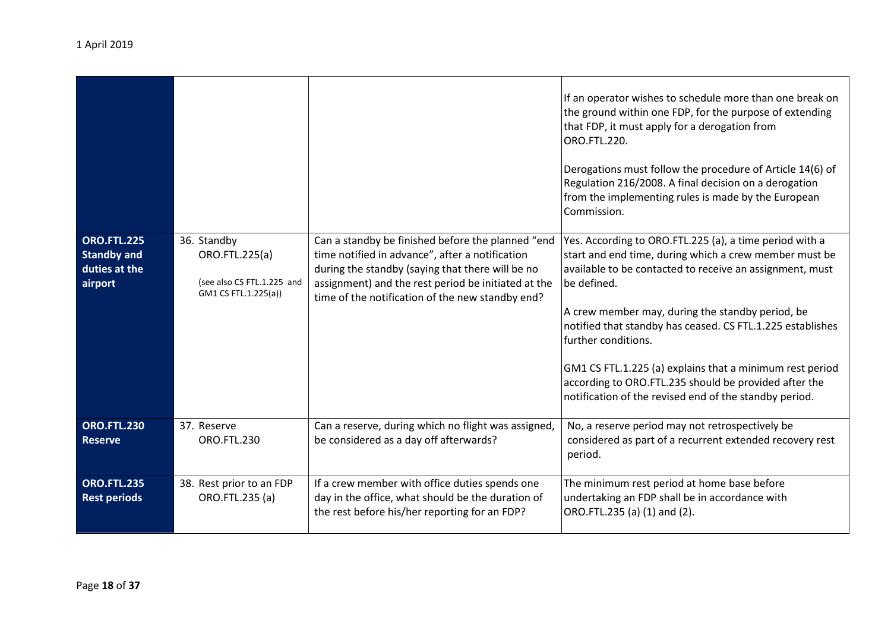| | | | |
|---|---|---|---|
| | | | If an operator wishes to schedule more than one break on the ground within one FDP, for the purpose of extending that FDP, it must apply for a derogation from ORO.FTL.220.<br><br>Derogations must follow the procedure of Article 14(6) of Regulation 216/2008. A final decision on a derogation from the implementing rules is made by the European Commission. |
| **ORO.FTL.225 Standby and duties at the airport** | 36. Standby ORO.FTL.225(a)<br><br>(see also CS FTL.1.225 and GM1 CS FTL.1.225(a)) | Can a standby be finished before the planned "end time notified in advance", after a notification during the standby (saying that there will be no assignment) and the rest period be initiated at the time of the notification of the new standby end? | Yes. According to ORO.FTL.225 (a), a time period with a start and end time, during which a crew member must be available to be contacted to receive an assignment, must be defined.<br><br>A crew member may, during the standby period, be notified that standby has ceased. CS FTL.1.225 establishes further conditions.<br><br>GM1 CS FTL.1.225 (a) explains that a minimum rest period according to ORO.FTL.235 should be provided after the notification of the revised end of the standby period. |
| **ORO.FTL.230 Reserve** | 37. Reserve ORO.FTL.230 | Can a reserve, during which no flight was assigned, be considered as a day off afterwards? | No, a reserve period may not retrospectively be considered as part of a recurrent extended recovery rest period. |
| **ORO.FTL.235 Rest periods** | 38. Rest prior to an FDP ORO.FTL.235 (a) | If a crew member with office duties spends one day in the office, what should be the duration of the rest before his/her reporting for an FDP? | The minimum rest period at home base before undertaking an FDP shall be in accordance with ORO.FTL.235 (a) (1) and (2). |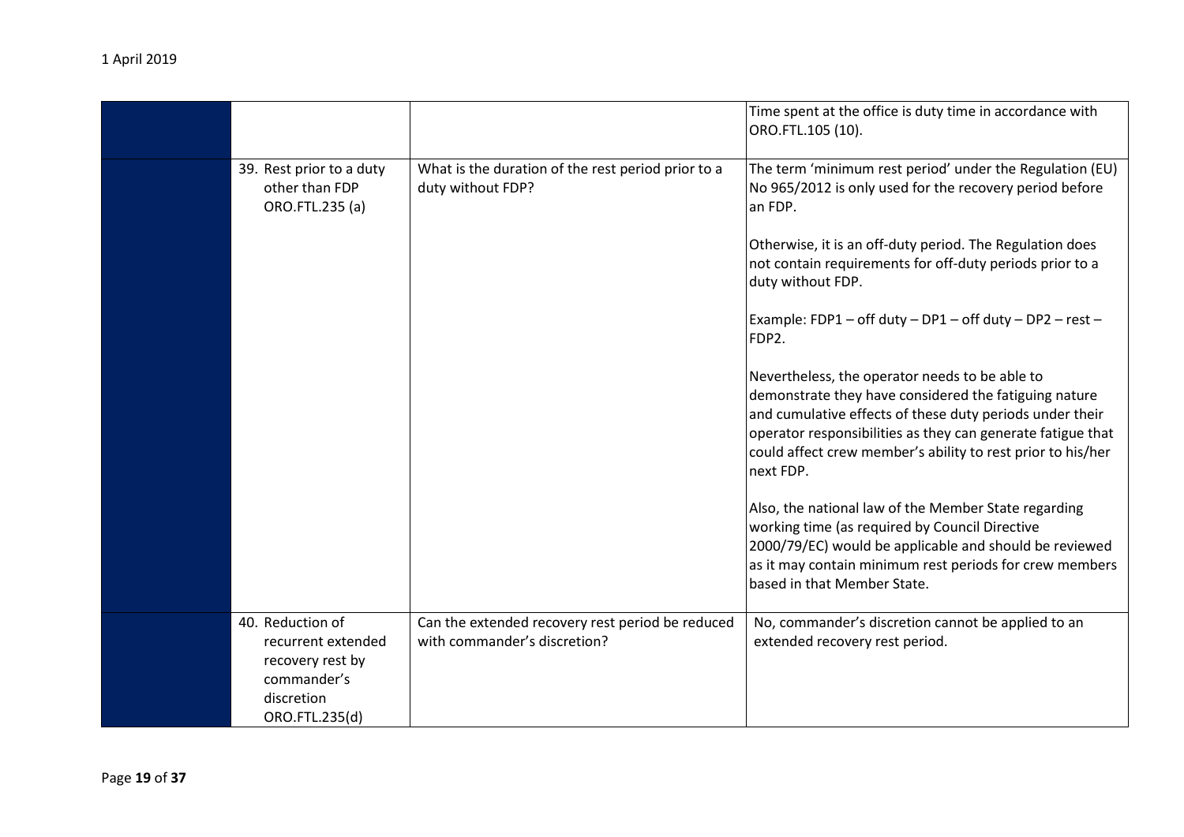| | | | |
|---|---|---|---|
| | | | Time spent at the office is duty time in accordance with ORO.FTL.105 (10). |
| | 39. Rest prior to a duty other than FDP ORO.FTL.235 (a) | What is the duration of the rest period prior to a duty without FDP? | The term 'minimum rest period' under the Regulation (EU) No 965/2012 is only used for the recovery period before an FDP.<br><br>Otherwise, it is an off-duty period. The Regulation does not contain requirements for off-duty periods prior to a duty without FDP.<br><br>Example: FDP1 – off duty – DP1 – off duty – DP2 – rest – FDP2.<br><br>Nevertheless, the operator needs to be able to demonstrate they have considered the fatiguing nature and cumulative effects of these duty periods under their operator responsibilities as they can generate fatigue that could affect crew member's ability to rest prior to his/her next FDP.<br><br>Also, the national law of the Member State regarding working time (as required by Council Directive 2000/79/EC) would be applicable and should be reviewed as it may contain minimum rest periods for crew members based in that Member State. |
| | 40. Reduction of recurrent extended recovery rest by commander's discretion ORO.FTL.235(d) | Can the extended recovery rest period be reduced with commander's discretion? | No, commander's discretion cannot be applied to an extended recovery rest period. |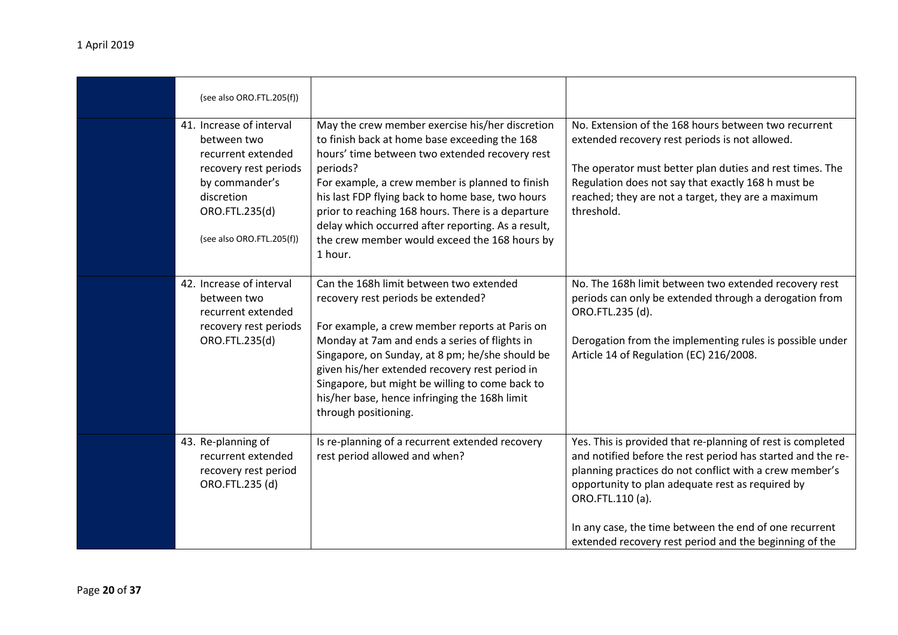| | | | |
|---|---|---|---|
| | (see also ORO.FTL.205(f)) | | |
| | 41. Increase of interval between two recurrent extended recovery rest periods by commander's discretion ORO.FTL.235(d)<br><br>(see also ORO.FTL.205(f)) | May the crew member exercise his/her discretion to finish back at home base exceeding the 168 hours' time between two extended recovery rest periods?<br>For example, a crew member is planned to finish his last FDP flying back to home base, two hours prior to reaching 168 hours. There is a departure delay which occurred after reporting. As a result, the crew member would exceed the 168 hours by 1 hour. | No. Extension of the 168 hours between two recurrent extended recovery rest periods is not allowed.<br><br>The operator must better plan duties and rest times. The Regulation does not say that exactly 168 h must be reached; they are not a target, they are a maximum threshold. |
| | 42. Increase of interval between two recurrent extended recovery rest periods ORO.FTL.235(d) | Can the 168h limit between two extended recovery rest periods be extended?<br><br>For example, a crew member reports at Paris on Monday at 7am and ends a series of flights in Singapore, on Sunday, at 8 pm; he/she should be given his/her extended recovery rest period in Singapore, but might be willing to come back to his/her base, hence infringing the 168h limit through positioning. | No. The 168h limit between two extended recovery rest periods can only be extended through a derogation from ORO.FTL.235 (d).<br><br>Derogation from the implementing rules is possible under Article 14 of Regulation (EC) 216/2008. |
| | 43. Re-planning of recurrent extended recovery rest period ORO.FTL.235 (d) | Is re-planning of a recurrent extended recovery rest period allowed and when? | Yes. This is provided that re-planning of rest is completed and notified before the rest period has started and the re-planning practices do not conflict with a crew member's opportunity to plan adequate rest as required by ORO.FTL.110 (a).<br><br>In any case, the time between the end of one recurrent extended recovery rest period and the beginning of the |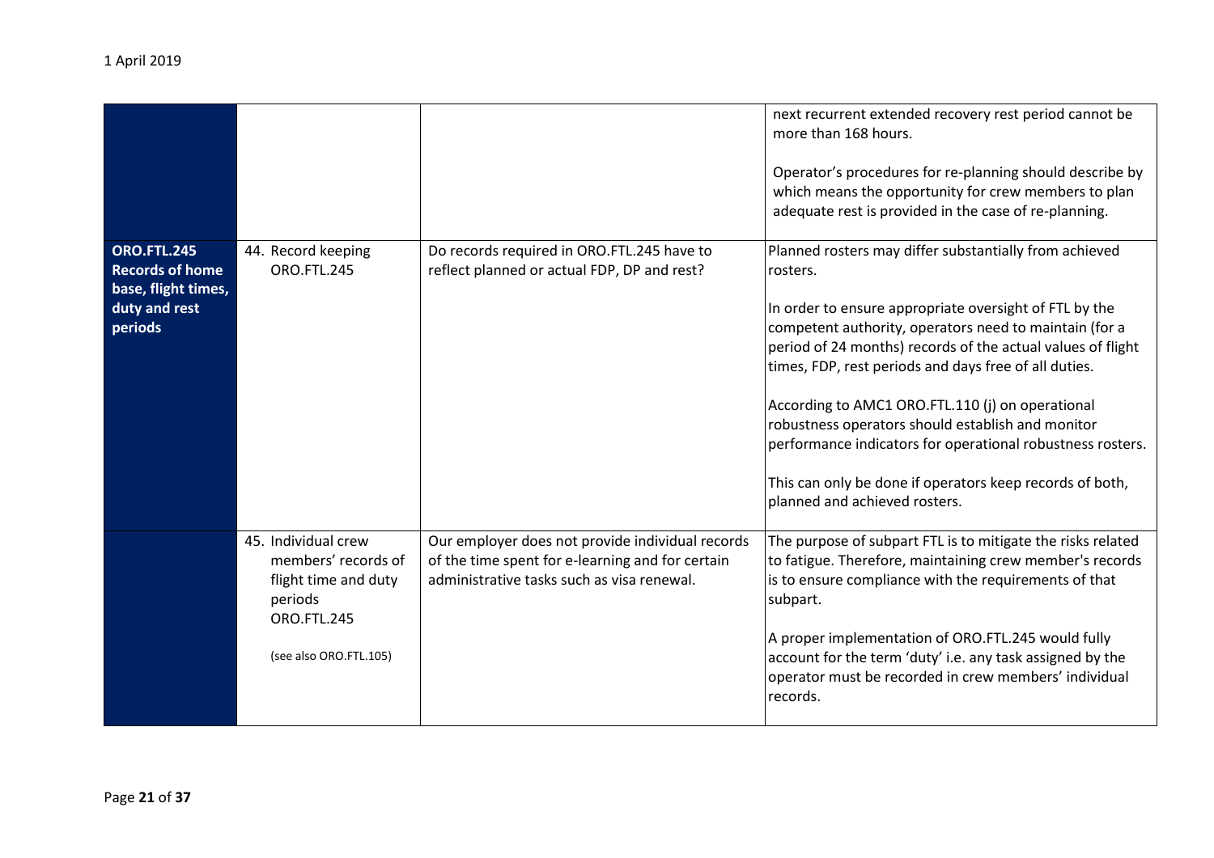| | | | |
|---|---|---|---|
| | | | next recurrent extended recovery rest period cannot be more than 168 hours.<br><br>Operator's procedures for re-planning should describe by which means the opportunity for crew members to plan adequate rest is provided in the case of re-planning. |
| **ORO.FTL.245 Records of home base, flight times, duty and rest periods** | 44. Record keeping ORO.FTL.245 | Do records required in ORO.FTL.245 have to reflect planned or actual FDP, DP and rest? | Planned rosters may differ substantially from achieved rosters.<br><br>In order to ensure appropriate oversight of FTL by the competent authority, operators need to maintain (for a period of 24 months) records of the actual values of flight times, FDP, rest periods and days free of all duties.<br><br>According to AMC1 ORO.FTL.110 (j) on operational robustness operators should establish and monitor performance indicators for operational robustness rosters.<br><br>This can only be done if operators keep records of both, planned and achieved rosters. |
| | 45. Individual crew members' records of flight time and duty periods ORO.FTL.245<br><br>(see also ORO.FTL.105) | Our employer does not provide individual records of the time spent for e-learning and for certain administrative tasks such as visa renewal. | The purpose of subpart FTL is to mitigate the risks related to fatigue. Therefore, maintaining crew member's records is to ensure compliance with the requirements of that subpart.<br><br>A proper implementation of ORO.FTL.245 would fully account for the term 'duty' i.e. any task assigned by the operator must be recorded in crew members' individual records. |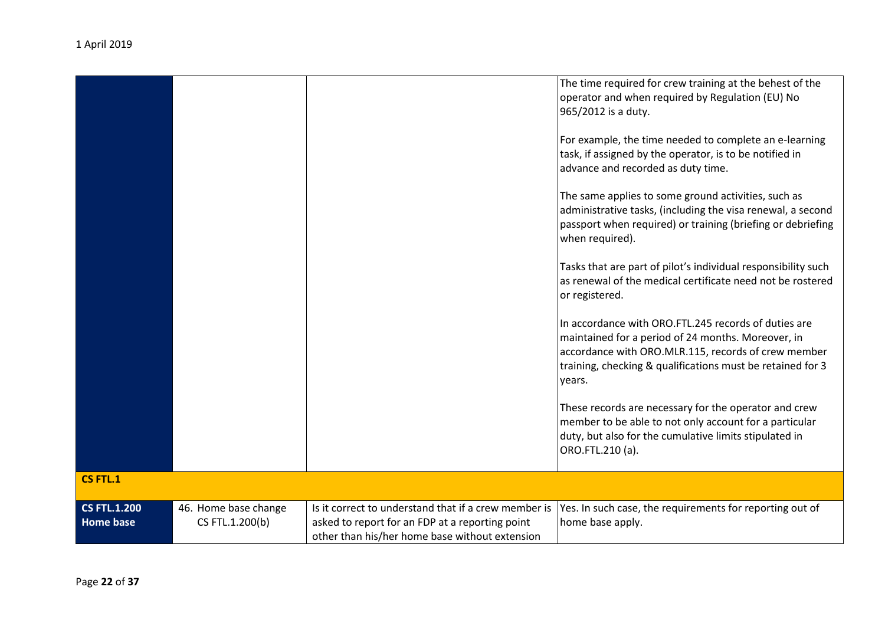| | | | |
|---|---|---|---|
| | | | The time required for crew training at the behest of the operator and when required by Regulation (EU) No 965/2012 is a duty.<br><br>For example, the time needed to complete an e-learning task, if assigned by the operator, is to be notified in advance and recorded as duty time.<br><br>The same applies to some ground activities, such as administrative tasks, (including the visa renewal, a second passport when required) or training (briefing or debriefing when required).<br><br>Tasks that are part of pilot's individual responsibility such as renewal of the medical certificate need not be rostered or registered.<br><br>In accordance with ORO.FTL.245 records of duties are maintained for a period of 24 months. Moreover, in accordance with ORO.MLR.115, records of crew member training, checking & qualifications must be retained for 3 years.<br><br>These records are necessary for the operator and crew member to be able to not only account for a particular duty, but also for the cumulative limits stipulated in ORO.FTL.210 (a). |
| **CS FTL.1** | | | |
| **CS FTL.1.200 Home base** | 46. Home base change CS FTL.1.200(b) | Is it correct to understand that if a crew member is asked to report for an FDP at a reporting point other than his/her home base without extension | Yes. In such case, the requirements for reporting out of home base apply. |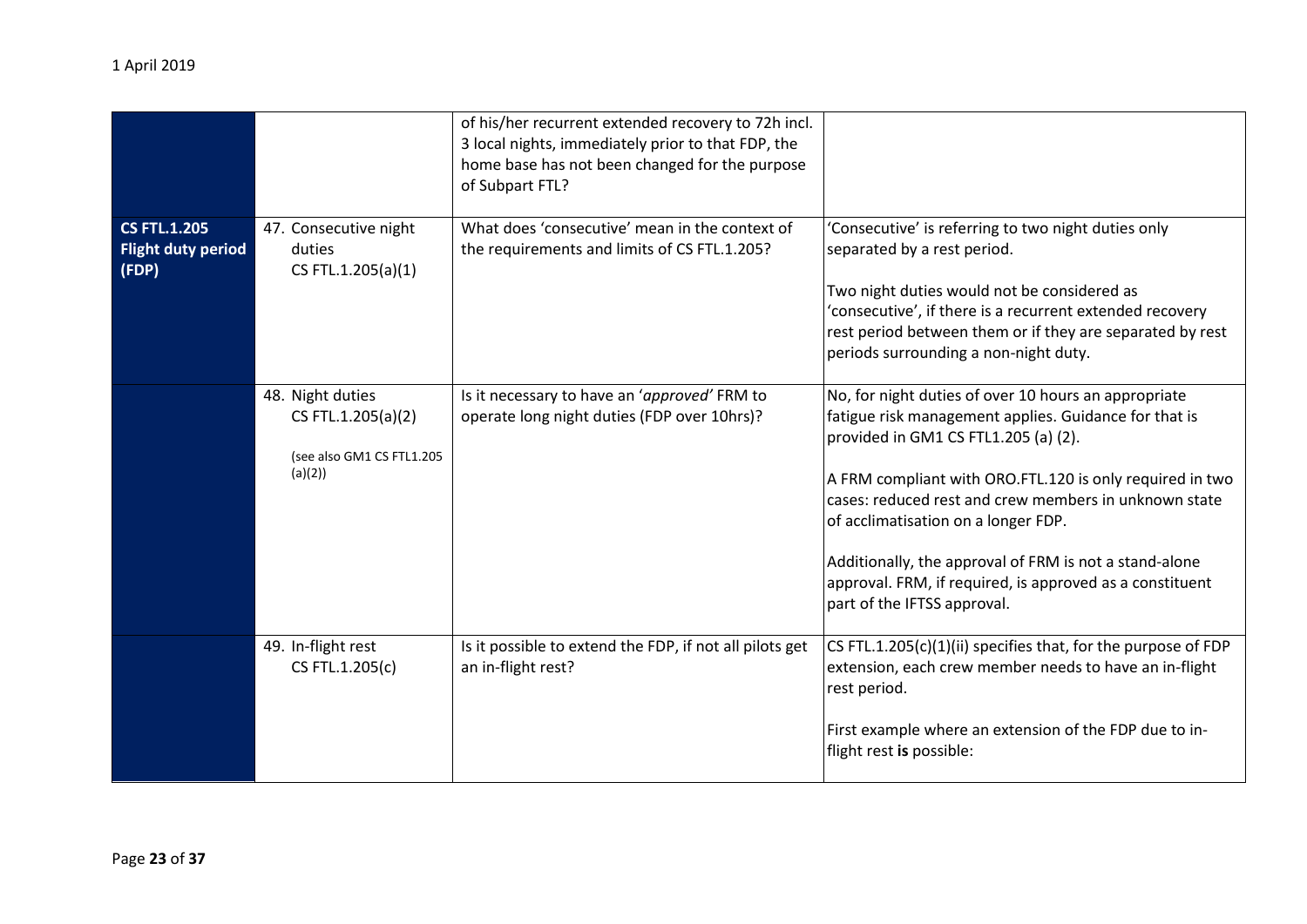| | | | |
|---|---|---|---|
| | | of his/her recurrent extended recovery to 72h incl. 3 local nights, immediately prior to that FDP, the home base has not been changed for the purpose of Subpart FTL? | |
| **CS FTL.1.205 Flight duty period (FDP)** | 47. Consecutive night duties CS FTL.1.205(a)(1) | What does 'consecutive' mean in the context of the requirements and limits of CS FTL.1.205? | 'Consecutive' is referring to two night duties only separated by a rest period.<br><br>Two night duties would not be considered as 'consecutive', if there is a recurrent extended recovery rest period between them or if they are separated by rest periods surrounding a non-night duty. |
| | 48. Night duties CS FTL.1.205(a)(2)<br><br>(see also GM1 CS FTL1.205 (a)(2)) | Is it necessary to have an '*approved'* FRM to operate long night duties (FDP over 10hrs)? | No, for night duties of over 10 hours an appropriate fatigue risk management applies. Guidance for that is provided in GM1 CS FTL1.205 (a) (2).<br><br>A FRM compliant with ORO.FTL.120 is only required in two cases: reduced rest and crew members in unknown state of acclimatisation on a longer FDP.<br><br>Additionally, the approval of FRM is not a stand-alone approval. FRM, if required, is approved as a constituent part of the IFTSS approval. |
| | 49. In-flight rest CS FTL.1.205(c) | Is it possible to extend the FDP, if not all pilots get an in-flight rest? | CS FTL.1.205(c)(1)(ii) specifies that, for the purpose of FDP extension, each crew member needs to have an in-flight rest period.<br><br>First example where an extension of the FDP due to in-flight rest **is** possible: |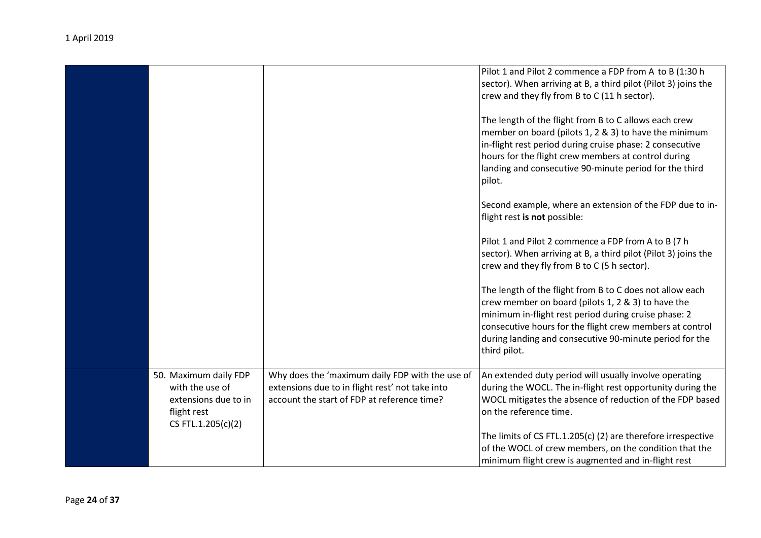| | | | |
|---|---|---|---|
| | | | Pilot 1 and Pilot 2 commence a FDP from A to B (1:30 h sector). When arriving at B, a third pilot (Pilot 3) joins the crew and they fly from B to C (11 h sector).<br><br>The length of the flight from B to C allows each crew member on board (pilots 1, 2 & 3) to have the minimum in-flight rest period during cruise phase: 2 consecutive hours for the flight crew members at control during landing and consecutive 90-minute period for the third pilot.<br><br>Second example, where an extension of the FDP due to in-flight rest **is not** possible:<br><br>Pilot 1 and Pilot 2 commence a FDP from A to B (7 h sector). When arriving at B, a third pilot (Pilot 3) joins the crew and they fly from B to C (5 h sector).<br><br>The length of the flight from B to C does not allow each crew member on board (pilots 1, 2 & 3) to have the minimum in-flight rest period during cruise phase: 2 consecutive hours for the flight crew members at control during landing and consecutive 90-minute period for the third pilot. |
| | 50. Maximum daily FDP with the use of extensions due to in flight rest<br>CS FTL.1.205(c)(2) | Why does the 'maximum daily FDP with the use of extensions due to in flight rest' not take into account the start of FDP at reference time? | An extended duty period will usually involve operating during the WOCL. The in-flight rest opportunity during the WOCL mitigates the absence of reduction of the FDP based on the reference time.<br><br>The limits of CS FTL.1.205(c) (2) are therefore irrespective of the WOCL of crew members, on the condition that the minimum flight crew is augmented and in-flight rest |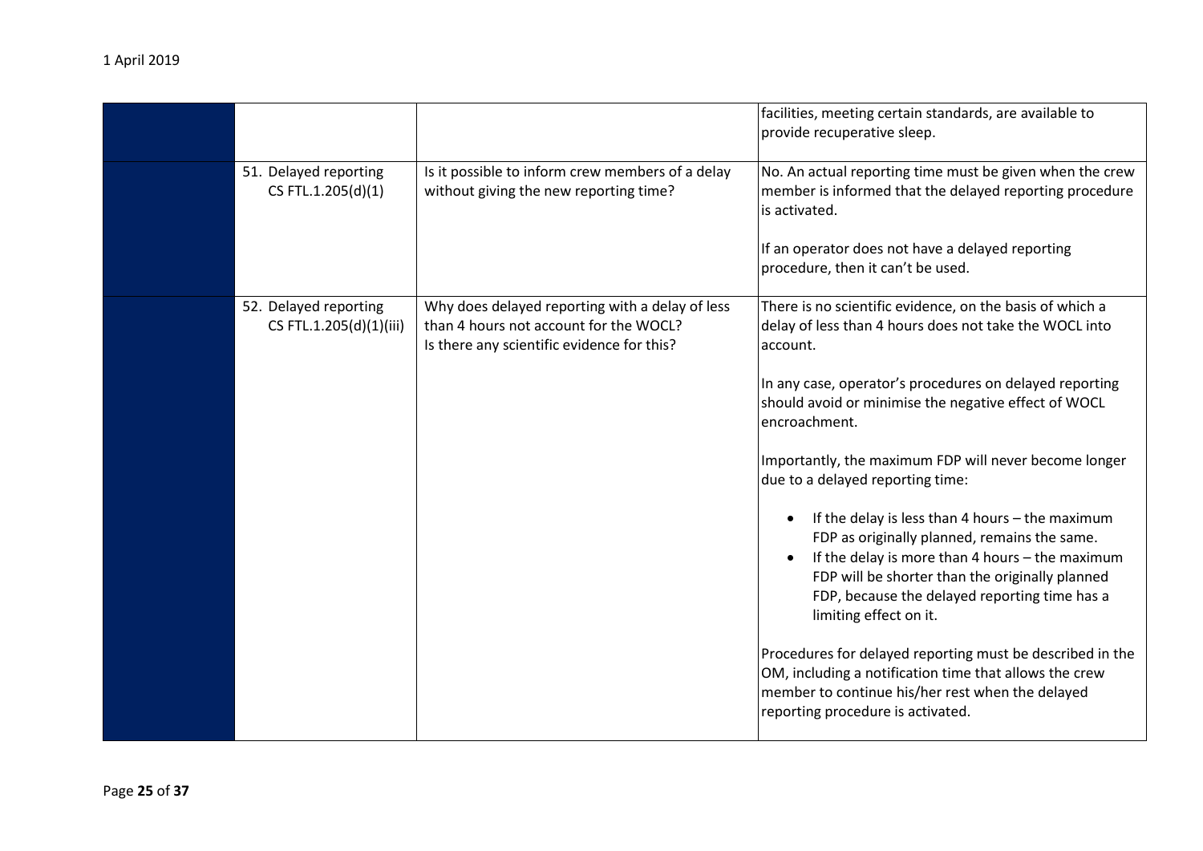| | | | |
|---|---|---|---|
| | | | facilities, meeting certain standards, are available to provide recuperative sleep. |
| | 51. Delayed reporting CS FTL.1.205(d)(1) | Is it possible to inform crew members of a delay without giving the new reporting time? | No. An actual reporting time must be given when the crew member is informed that the delayed reporting procedure is activated.<br><br>If an operator does not have a delayed reporting procedure, then it can't be used. |
| | 52. Delayed reporting CS FTL.1.205(d)(1)(iii) | Why does delayed reporting with a delay of less than 4 hours not account for the WOCL?<br>Is there any scientific evidence for this? | There is no scientific evidence, on the basis of which a delay of less than 4 hours does not take the WOCL into account.<br><br>In any case, operator's procedures on delayed reporting should avoid or minimise the negative effect of WOCL encroachment.<br><br>Importantly, the maximum FDP will never become longer due to a delayed reporting time:<br><br>• If the delay is less than 4 hours – the maximum FDP as originally planned, remains the same.<br>• If the delay is more than 4 hours – the maximum FDP will be shorter than the originally planned FDP, because the delayed reporting time has a limiting effect on it.<br><br>Procedures for delayed reporting must be described in the OM, including a notification time that allows the crew member to continue his/her rest when the delayed reporting procedure is activated. |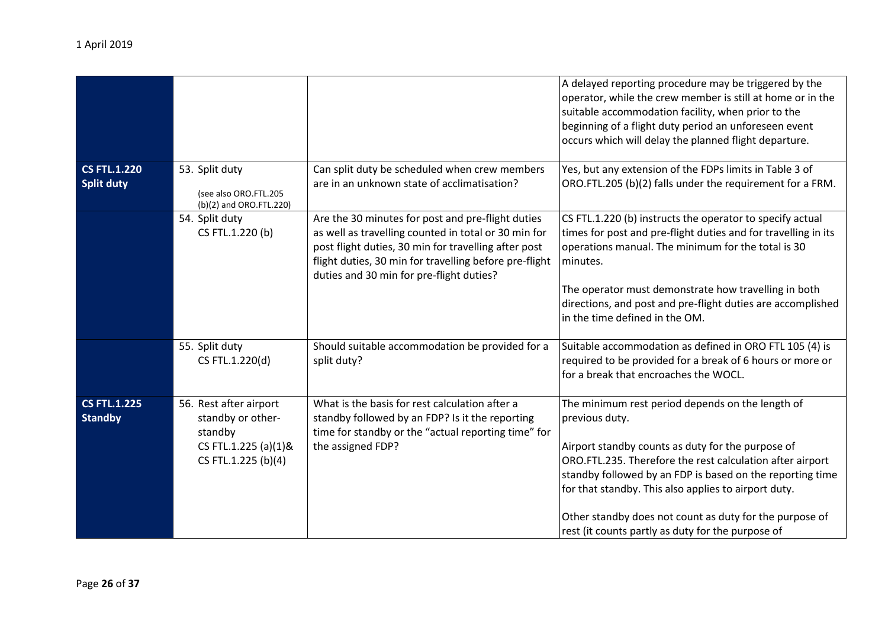| | | | |
|---|---|---|---|
| | | | A delayed reporting procedure may be triggered by the operator, while the crew member is still at home or in the suitable accommodation facility, when prior to the beginning of a flight duty period an unforeseen event occurs which will delay the planned flight departure. |
| **CS FTL.1.220 Split duty** | 53. Split duty (see also ORO.FTL.205 (b)(2) and ORO.FTL.220) | Can split duty be scheduled when crew members are in an unknown state of acclimatisation? | Yes, but any extension of the FDPs limits in Table 3 of ORO.FTL.205 (b)(2) falls under the requirement for a FRM. |
| | 54. Split duty CS FTL.1.220 (b) | Are the 30 minutes for post and pre-flight duties as well as travelling counted in total or 30 min for post flight duties, 30 min for travelling after post flight duties, 30 min for travelling before pre-flight duties and 30 min for pre-flight duties? | CS FTL.1.220 (b) instructs the operator to specify actual times for post and pre-flight duties and for travelling in its operations manual. The minimum for the total is 30 minutes.<br><br>The operator must demonstrate how travelling in both directions, and post and pre-flight duties are accomplished in the time defined in the OM. |
| | 55. Split duty CS FTL.1.220(d) | Should suitable accommodation be provided for a split duty? | Suitable accommodation as defined in ORO FTL 105 (4) is required to be provided for a break of 6 hours or more or for a break that encroaches the WOCL. |
| **CS FTL.1.225 Standby** | 56. Rest after airport standby or other-standby CS FTL.1.225 (a)(1)& CS FTL.1.225 (b)(4) | What is the basis for rest calculation after a standby followed by an FDP? Is it the reporting time for standby or the "actual reporting time" for the assigned FDP? | The minimum rest period depends on the length of previous duty.<br><br>Airport standby counts as duty for the purpose of ORO.FTL.235. Therefore the rest calculation after airport standby followed by an FDP is based on the reporting time for that standby. This also applies to airport duty.<br><br>Other standby does not count as duty for the purpose of rest (it counts partly as duty for the purpose of |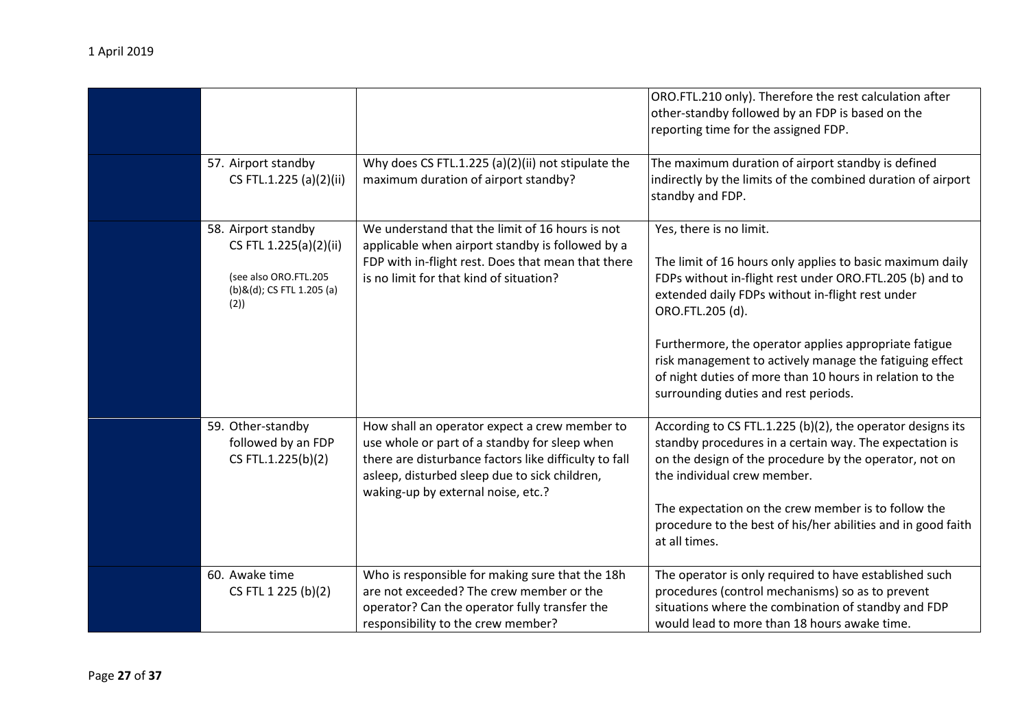| | | | |
|---|---|---|---|
| | | | ORO.FTL.210 only). Therefore the rest calculation after other-standby followed by an FDP is based on the reporting time for the assigned FDP. |
| | 57. Airport standby CS FTL.1.225 (a)(2)(ii) | Why does CS FTL.1.225 (a)(2)(ii) not stipulate the maximum duration of airport standby? | The maximum duration of airport standby is defined indirectly by the limits of the combined duration of airport standby and FDP. |
| | 58. Airport standby CS FTL 1.225(a)(2)(ii)<br><br>(see also ORO.FTL.205 (b)&(d); CS FTL 1.205 (a)(2)) | We understand that the limit of 16 hours is not applicable when airport standby is followed by a FDP with in-flight rest. Does that mean that there is no limit for that kind of situation? | Yes, there is no limit.<br><br>The limit of 16 hours only applies to basic maximum daily FDPs without in-flight rest under ORO.FTL.205 (b) and to extended daily FDPs without in-flight rest under ORO.FTL.205 (d).<br><br>Furthermore, the operator applies appropriate fatigue risk management to actively manage the fatiguing effect of night duties of more than 10 hours in relation to the surrounding duties and rest periods. |
| | 59. Other-standby followed by an FDP CS FTL.1.225(b)(2) | How shall an operator expect a crew member to use whole or part of a standby for sleep when there are disturbance factors like difficulty to fall asleep, disturbed sleep due to sick children, waking-up by external noise, etc.? | According to CS FTL.1.225 (b)(2), the operator designs its standby procedures in a certain way. The expectation is on the design of the procedure by the operator, not on the individual crew member.<br><br>The expectation on the crew member is to follow the procedure to the best of his/her abilities and in good faith at all times. |
| | 60. Awake time CS FTL 1 225 (b)(2) | Who is responsible for making sure that the 18h are not exceeded? The crew member or the operator? Can the operator fully transfer the responsibility to the crew member? | The operator is only required to have established such procedures (control mechanisms) so as to prevent situations where the combination of standby and FDP would lead to more than 18 hours awake time. |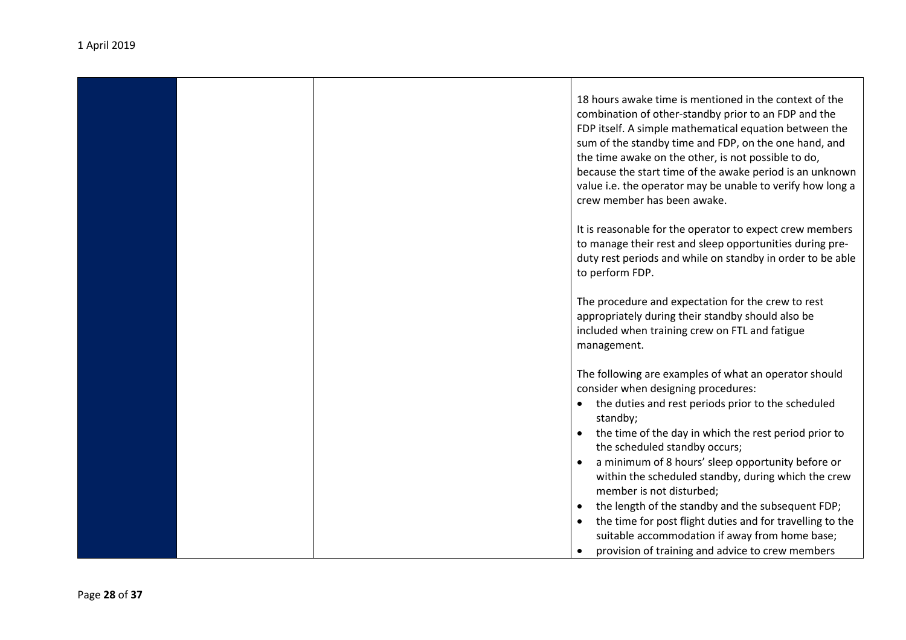| | | | |
|---|---|---|---|
| | | | 18 hours awake time is mentioned in the context of the combination of other-standby prior to an FDP and the FDP itself. A simple mathematical equation between the sum of the standby time and FDP, on the one hand, and the time awake on the other, is not possible to do, because the start time of the awake period is an unknown value i.e. the operator may be unable to verify how long a crew member has been awake.<br><br>It is reasonable for the operator to expect crew members to manage their rest and sleep opportunities during pre-duty rest periods and while on standby in order to be able to perform FDP.<br><br>The procedure and expectation for the crew to rest appropriately during their standby should also be included when training crew on FTL and fatigue management.<br><br>The following are examples of what an operator should consider when designing procedures:<br>• the duties and rest periods prior to the scheduled standby;<br>• the time of the day in which the rest period prior to the scheduled standby occurs;<br>• a minimum of 8 hours' sleep opportunity before or within the scheduled standby, during which the crew member is not disturbed;<br>• the length of the standby and the subsequent FDP;<br>• the time for post flight duties and for travelling to the suitable accommodation if away from home base;<br>• provision of training and advice to crew members |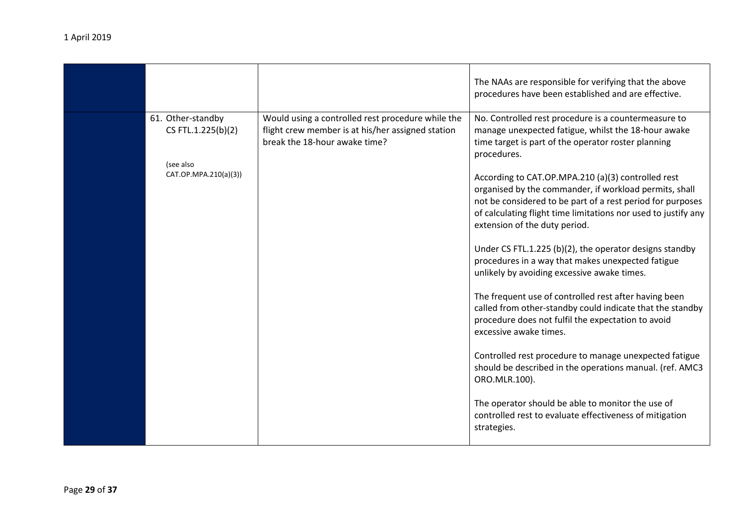| | | | |
|---|---|---|---|
| | | | The NAAs are responsible for verifying that the above procedures have been established and are effective. |
| | 61. Other-standby CS FTL.1.225(b)(2)<br><br>(see also CAT.OP.MPA.210(a)(3)) | Would using a controlled rest procedure while the flight crew member is at his/her assigned station break the 18-hour awake time? | No. Controlled rest procedure is a countermeasure to manage unexpected fatigue, whilst the 18-hour awake time target is part of the operator roster planning procedures.<br><br>According to CAT.OP.MPA.210 (a)(3) controlled rest organised by the commander, if workload permits, shall not be considered to be part of a rest period for purposes of calculating flight time limitations nor used to justify any extension of the duty period.<br><br>Under CS FTL.1.225 (b)(2), the operator designs standby procedures in a way that makes unexpected fatigue unlikely by avoiding excessive awake times.<br><br>The frequent use of controlled rest after having been called from other-standby could indicate that the standby procedure does not fulfil the expectation to avoid excessive awake times.<br><br>Controlled rest procedure to manage unexpected fatigue should be described in the operations manual. (ref. AMC3 ORO.MLR.100).<br><br>The operator should be able to monitor the use of controlled rest to evaluate effectiveness of mitigation strategies. |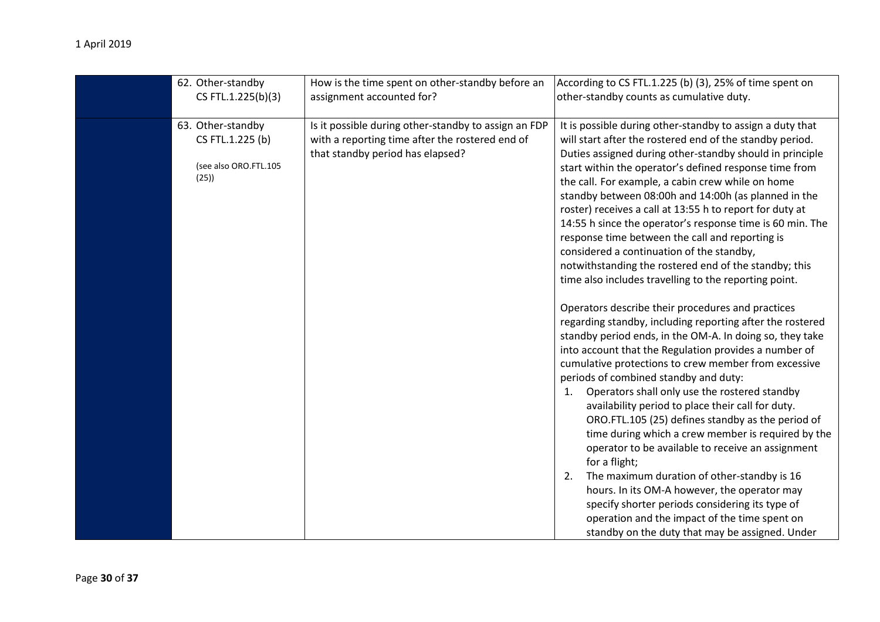| | | | |
|---|---|---|---|
| | 62. Other-standby CS FTL.1.225(b)(3) | How is the time spent on other-standby before an assignment accounted for? | According to CS FTL.1.225 (b) (3), 25% of time spent on other-standby counts as cumulative duty. |
| | 63. Other-standby CS FTL.1.225 (b) (see also ORO.FTL.105 (25)) | Is it possible during other-standby to assign an FDP with a reporting time after the rostered end of that standby period has elapsed? | It is possible during other-standby to assign a duty that will start after the rostered end of the standby period. Duties assigned during other-standby should in principle start within the operator's defined response time from the call. For example, a cabin crew while on home standby between 08:00h and 14:00h (as planned in the roster) receives a call at 13:55 h to report for duty at 14:55 h since the operator's response time is 60 min. The response time between the call and reporting is considered a continuation of the standby, notwithstanding the rostered end of the standby; this time also includes travelling to the reporting point.<br><br>Operators describe their procedures and practices regarding standby, including reporting after the rostered standby period ends, in the OM-A. In doing so, they take into account that the Regulation provides a number of cumulative protections to crew member from excessive periods of combined standby and duty:<br>1. Operators shall only use the rostered standby availability period to place their call for duty. ORO.FTL.105 (25) defines standby as the period of time during which a crew member is required by the operator to be available to receive an assignment for a flight;<br>2. The maximum duration of other-standby is 16 hours. In its OM-A however, the operator may specify shorter periods considering its type of operation and the impact of the time spent on standby on the duty that may be assigned. Under |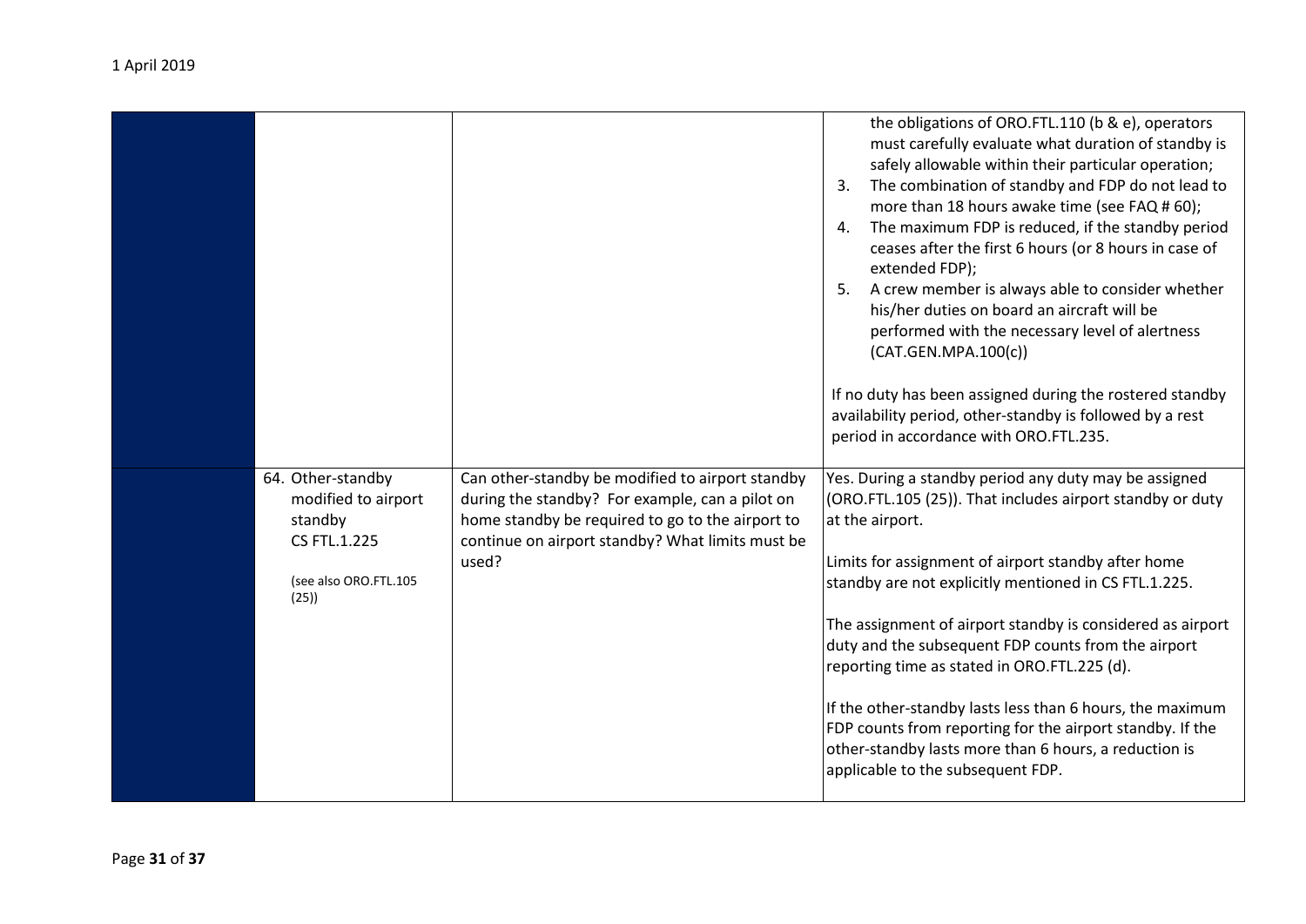1 April 2019

| | | | |
|---|---|---|---|
| | | | the obligations of ORO.FTL.110 (b & e), operators must carefully evaluate what duration of standby is safely allowable within their particular operation;<br>3. The combination of standby and FDP do not lead to more than 18 hours awake time (see FAQ # 60);<br>4. The maximum FDP is reduced, if the standby period ceases after the first 6 hours (or 8 hours in case of extended FDP);<br>5. A crew member is always able to consider whether his/her duties on board an aircraft will be performed with the necessary level of alertness (CAT.GEN.MPA.100(c))<br><br>If no duty has been assigned during the rostered standby availability period, other-standby is followed by a rest period in accordance with ORO.FTL.235. |
| | 64. Other-standby modified to airport standby<br>CS FTL.1.225<br><br>(see also ORO.FTL.105 (25)) | Can other-standby be modified to airport standby during the standby? For example, can a pilot on home standby be required to go to the airport to continue on airport standby? What limits must be used? | Yes. During a standby period any duty may be assigned (ORO.FTL.105 (25)). That includes airport standby or duty at the airport.<br><br>Limits for assignment of airport standby after home standby are not explicitly mentioned in CS FTL.1.225.<br><br>The assignment of airport standby is considered as airport duty and the subsequent FDP counts from the airport reporting time as stated in ORO.FTL.225 (d).<br><br>If the other-standby lasts less than 6 hours, the maximum FDP counts from reporting for the airport standby. If the other-standby lasts more than 6 hours, a reduction is applicable to the subsequent FDP. |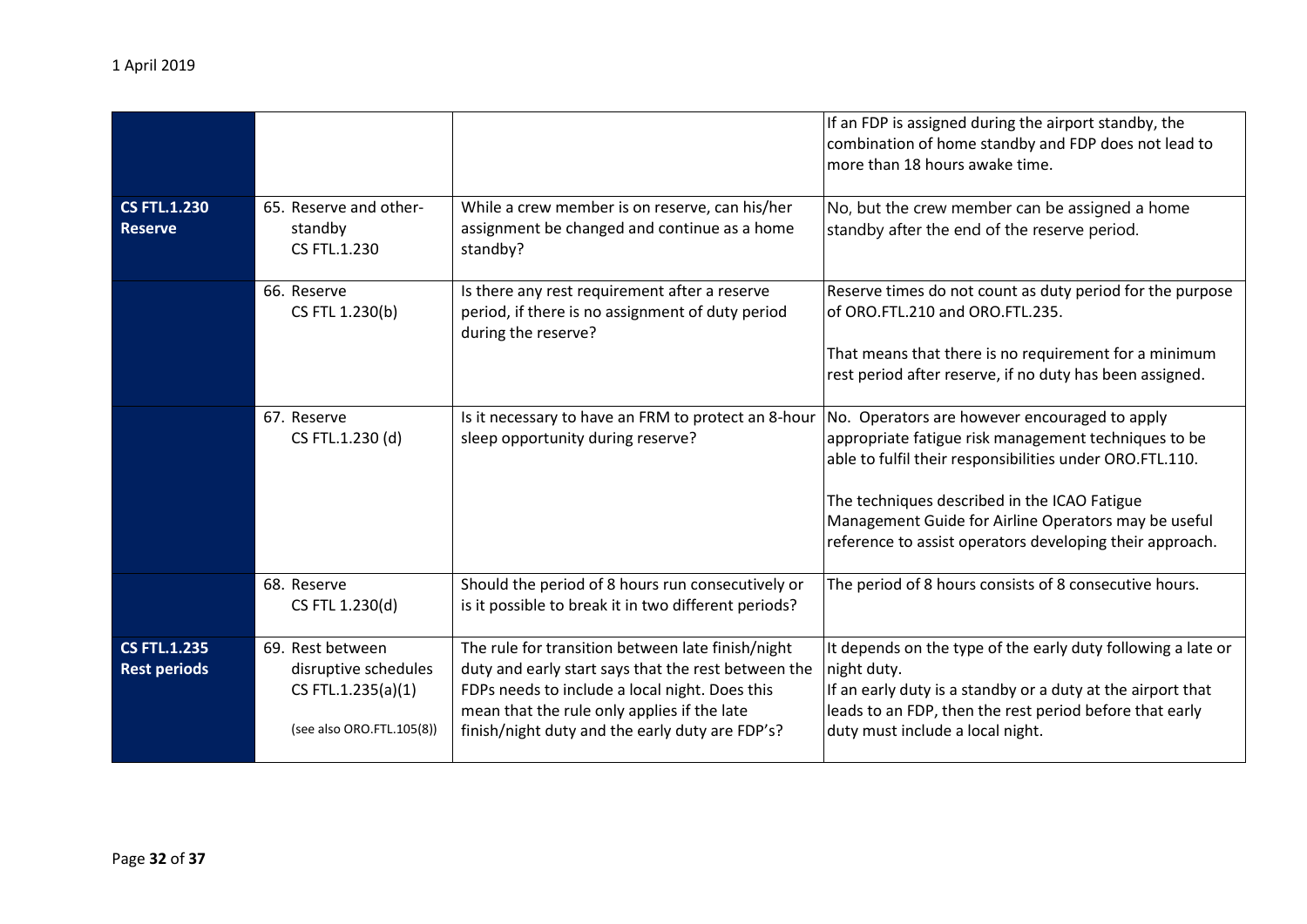1 April 2019

| | | | |
|---|---|---|---|
| | | | If an FDP is assigned during the airport standby, the combination of home standby and FDP does not lead to more than 18 hours awake time. |
| **CS FTL.1.230 Reserve** | 65. Reserve and other-standby CS FTL.1.230 | While a crew member is on reserve, can his/her assignment be changed and continue as a home standby? | No, but the crew member can be assigned a home standby after the end of the reserve period. |
| | 66. Reserve CS FTL 1.230(b) | Is there any rest requirement after a reserve period, if there is no assignment of duty period during the reserve? | Reserve times do not count as duty period for the purpose of ORO.FTL.210 and ORO.FTL.235.<br><br>That means that there is no requirement for a minimum rest period after reserve, if no duty has been assigned. |
| | 67. Reserve CS FTL.1.230 (d) | Is it necessary to have an FRM to protect an 8-hour sleep opportunity during reserve? | No. Operators are however encouraged to apply appropriate fatigue risk management techniques to be able to fulfil their responsibilities under ORO.FTL.110.<br><br>The techniques described in the ICAO Fatigue Management Guide for Airline Operators may be useful reference to assist operators developing their approach. |
| | 68. Reserve CS FTL 1.230(d) | Should the period of 8 hours run consecutively or is it possible to break it in two different periods? | The period of 8 hours consists of 8 consecutive hours. |
| **CS FTL.1.235 Rest periods** | 69. Rest between disruptive schedules CS FTL.1.235(a)(1)<br><br>(see also ORO.FTL.105(8)) | The rule for transition between late finish/night duty and early start says that the rest between the FDPs needs to include a local night. Does this mean that the rule only applies if the late finish/night duty and the early duty are FDP's? | It depends on the type of the early duty following a late or night duty.<br>If an early duty is a standby or a duty at the airport that leads to an FDP, then the rest period before that early duty must include a local night. |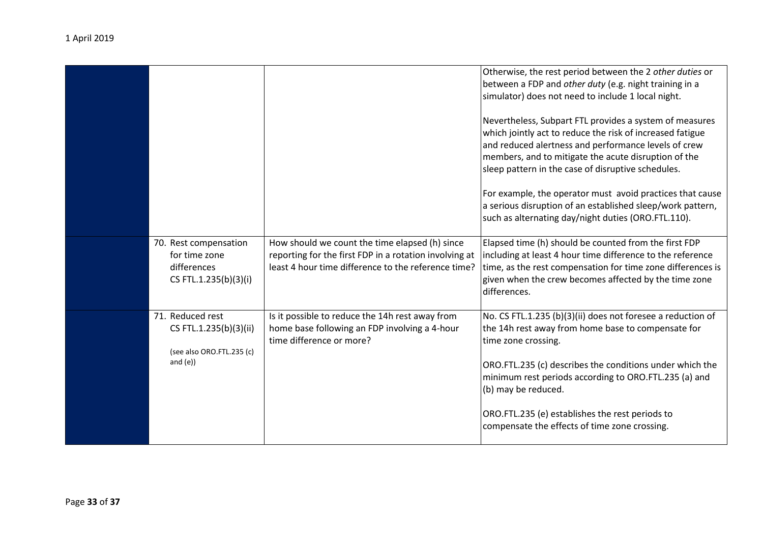| | | | |
|---|---|---|---|
| | | | Otherwise, the rest period between the 2 *other duties* or between a FDP and *other duty* (e.g. night training in a simulator) does not need to include 1 local night.<br><br>Nevertheless, Subpart FTL provides a system of measures which jointly act to reduce the risk of increased fatigue and reduced alertness and performance levels of crew members, and to mitigate the acute disruption of the sleep pattern in the case of disruptive schedules.<br><br>For example, the operator must avoid practices that cause a serious disruption of an established sleep/work pattern, such as alternating day/night duties (ORO.FTL.110). |
| | 70. Rest compensation for time zone differences CS FTL.1.235(b)(3)(i) | How should we count the time elapsed (h) since reporting for the first FDP in a rotation involving at least 4 hour time difference to the reference time? | Elapsed time (h) should be counted from the first FDP including at least 4 hour time difference to the reference time, as the rest compensation for time zone differences is given when the crew becomes affected by the time zone differences. |
| | 71. Reduced rest CS FTL.1.235(b)(3)(ii)<br><br>(see also ORO.FTL.235 (c) and (e)) | Is it possible to reduce the 14h rest away from home base following an FDP involving a 4-hour time difference or more? | No. CS FTL.1.235 (b)(3)(ii) does not foresee a reduction of the 14h rest away from home base to compensate for time zone crossing.<br><br>ORO.FTL.235 (c) describes the conditions under which the minimum rest periods according to ORO.FTL.235 (a) and (b) may be reduced.<br><br>ORO.FTL.235 (e) establishes the rest periods to compensate the effects of time zone crossing. |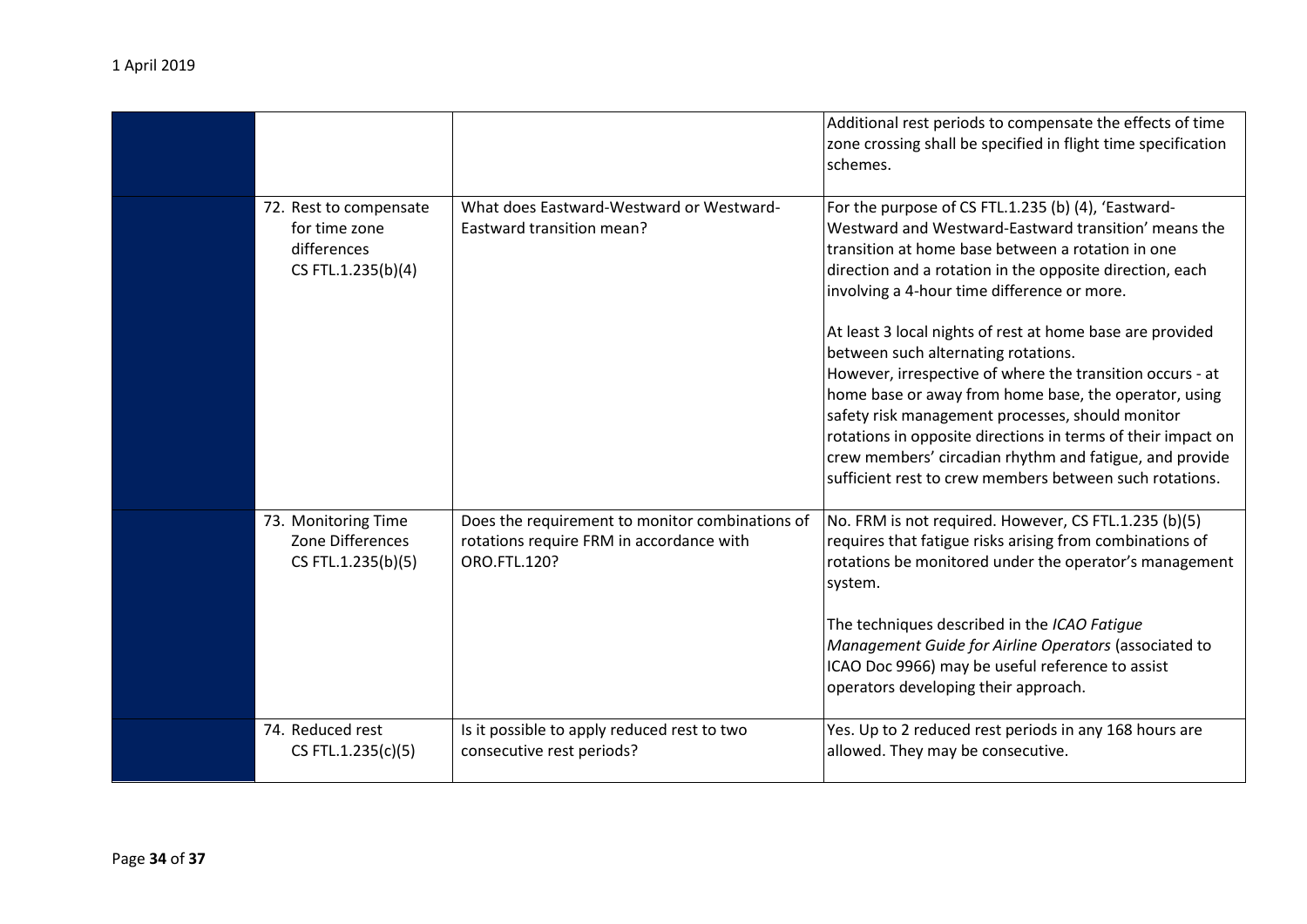| | | | |
|---|---|---|---|
| | | | Additional rest periods to compensate the effects of time zone crossing shall be specified in flight time specification schemes. |
| | 72. Rest to compensate for time zone differences CS FTL.1.235(b)(4) | What does Eastward-Westward or Westward-Eastward transition mean? | For the purpose of CS FTL.1.235 (b) (4), 'Eastward-Westward and Westward-Eastward transition' means the transition at home base between a rotation in one direction and a rotation in the opposite direction, each involving a 4-hour time difference or more.<br><br>At least 3 local nights of rest at home base are provided between such alternating rotations.<br>However, irrespective of where the transition occurs - at home base or away from home base, the operator, using safety risk management processes, should monitor rotations in opposite directions in terms of their impact on crew members' circadian rhythm and fatigue, and provide sufficient rest to crew members between such rotations. |
| | 73. Monitoring Time Zone Differences CS FTL.1.235(b)(5) | Does the requirement to monitor combinations of rotations require FRM in accordance with ORO.FTL.120? | No. FRM is not required. However, CS FTL.1.235 (b)(5) requires that fatigue risks arising from combinations of rotations be monitored under the operator's management system.<br><br>The techniques described in the *ICAO Fatigue Management Guide for Airline Operators* (associated to ICAO Doc 9966) may be useful reference to assist operators developing their approach. |
| | 74. Reduced rest CS FTL.1.235(c)(5) | Is it possible to apply reduced rest to two consecutive rest periods? | Yes. Up to 2 reduced rest periods in any 168 hours are allowed. They may be consecutive. |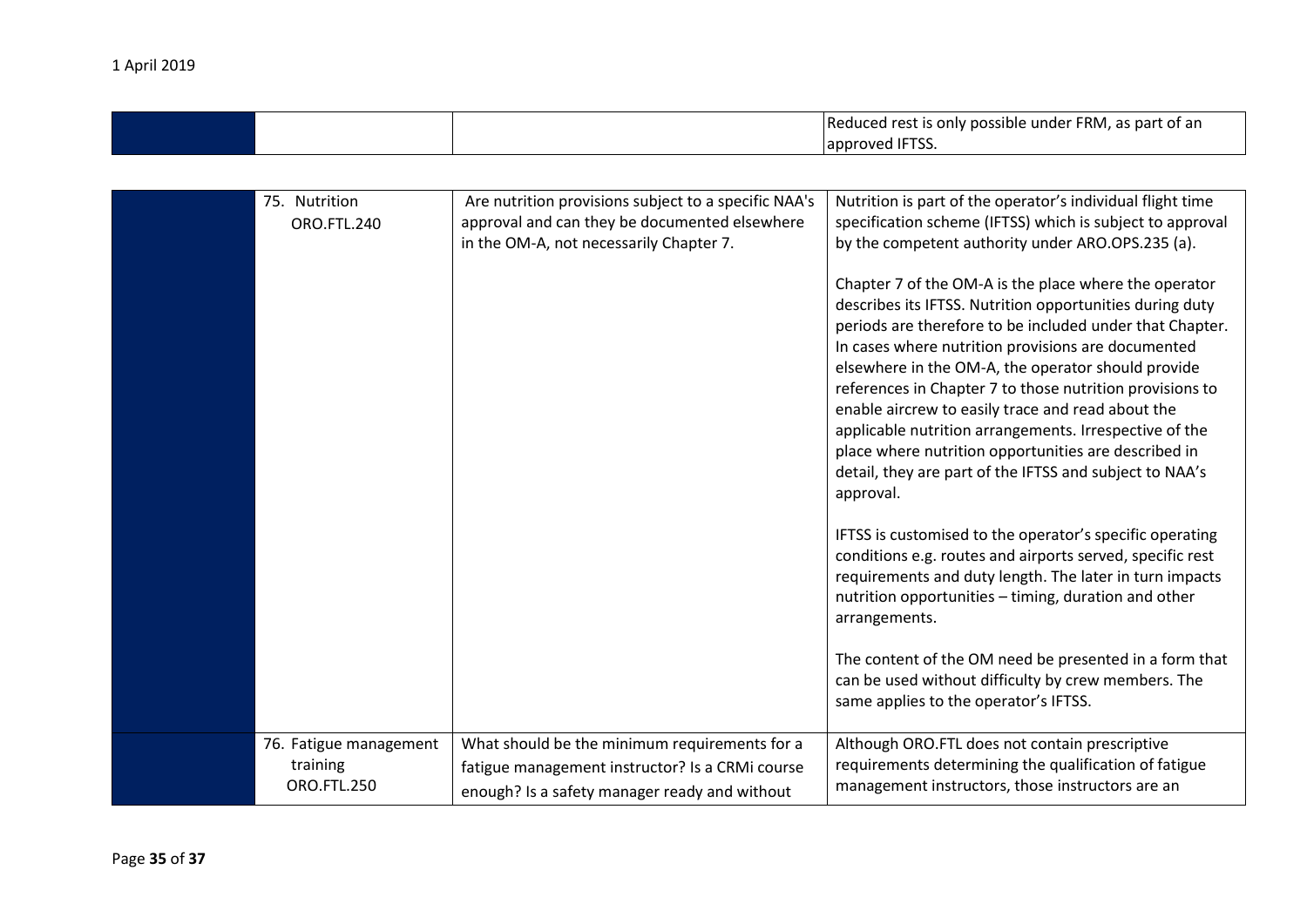| | | | |
|---|---|---|---|
| | | | Reduced rest is only possible under FRM, as part of an approved IFTSS. |

| | | | |
|---|---|---|---|
| | 75. Nutrition ORO.FTL.240 | Are nutrition provisions subject to a specific NAA's approval and can they be documented elsewhere in the OM-A, not necessarily Chapter 7. | Nutrition is part of the operator's individual flight time specification scheme (IFTSS) which is subject to approval by the competent authority under ARO.OPS.235 (a).<br><br>Chapter 7 of the OM-A is the place where the operator describes its IFTSS. Nutrition opportunities during duty periods are therefore to be included under that Chapter. In cases where nutrition provisions are documented elsewhere in the OM-A, the operator should provide references in Chapter 7 to those nutrition provisions to enable aircrew to easily trace and read about the applicable nutrition arrangements. Irrespective of the place where nutrition opportunities are described in detail, they are part of the IFTSS and subject to NAA's approval.<br><br>IFTSS is customised to the operator's specific operating conditions e.g. routes and airports served, specific rest requirements and duty length. The later in turn impacts nutrition opportunities – timing, duration and other arrangements.<br><br>The content of the OM need be presented in a form that can be used without difficulty by crew members. The same applies to the operator's IFTSS. |
| | 76. Fatigue management training ORO.FTL.250 | What should be the minimum requirements for a fatigue management instructor? Is a CRMi course enough? Is a safety manager ready and without | Although ORO.FTL does not contain prescriptive requirements determining the qualification of fatigue management instructors, those instructors are an |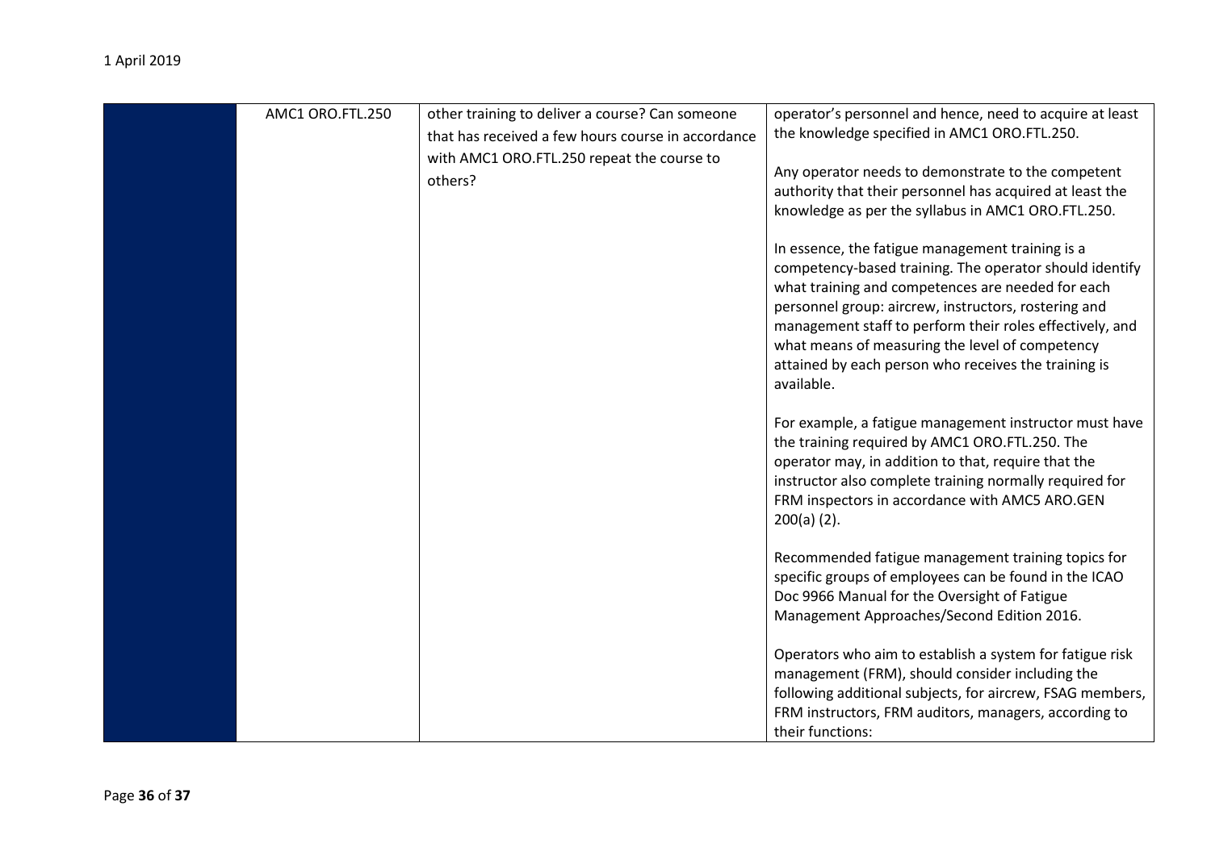|  | AMC1 ORO.FTL.250 | other training to deliver a course? Can someone that has received a few hours course in accordance with AMC1 ORO.FTL.250 repeat the course to others? | operator's personnel and hence, need to acquire at least the knowledge specified in AMC1 ORO.FTL.250.<br><br>Any operator needs to demonstrate to the competent authority that their personnel has acquired at least the knowledge as per the syllabus in AMC1 ORO.FTL.250.<br><br>In essence, the fatigue management training is a competency-based training. The operator should identify what training and competences are needed for each personnel group: aircrew, instructors, rostering and management staff to perform their roles effectively, and what means of measuring the level of competency attained by each person who receives the training is available.<br><br>For example, a fatigue management instructor must have the training required by AMC1 ORO.FTL.250. The operator may, in addition to that, require that the instructor also complete training normally required for FRM inspectors in accordance with AMC5 ARO.GEN 200(a) (2).<br><br>Recommended fatigue management training topics for specific groups of employees can be found in the ICAO Doc 9966 Manual for the Oversight of Fatigue Management Approaches/Second Edition 2016.<br><br>Operators who aim to establish a system for fatigue risk management (FRM), should consider including the following additional subjects, for aircrew, FSAG members, FRM instructors, FRM auditors, managers, according to their functions: |
|---|---|---|---|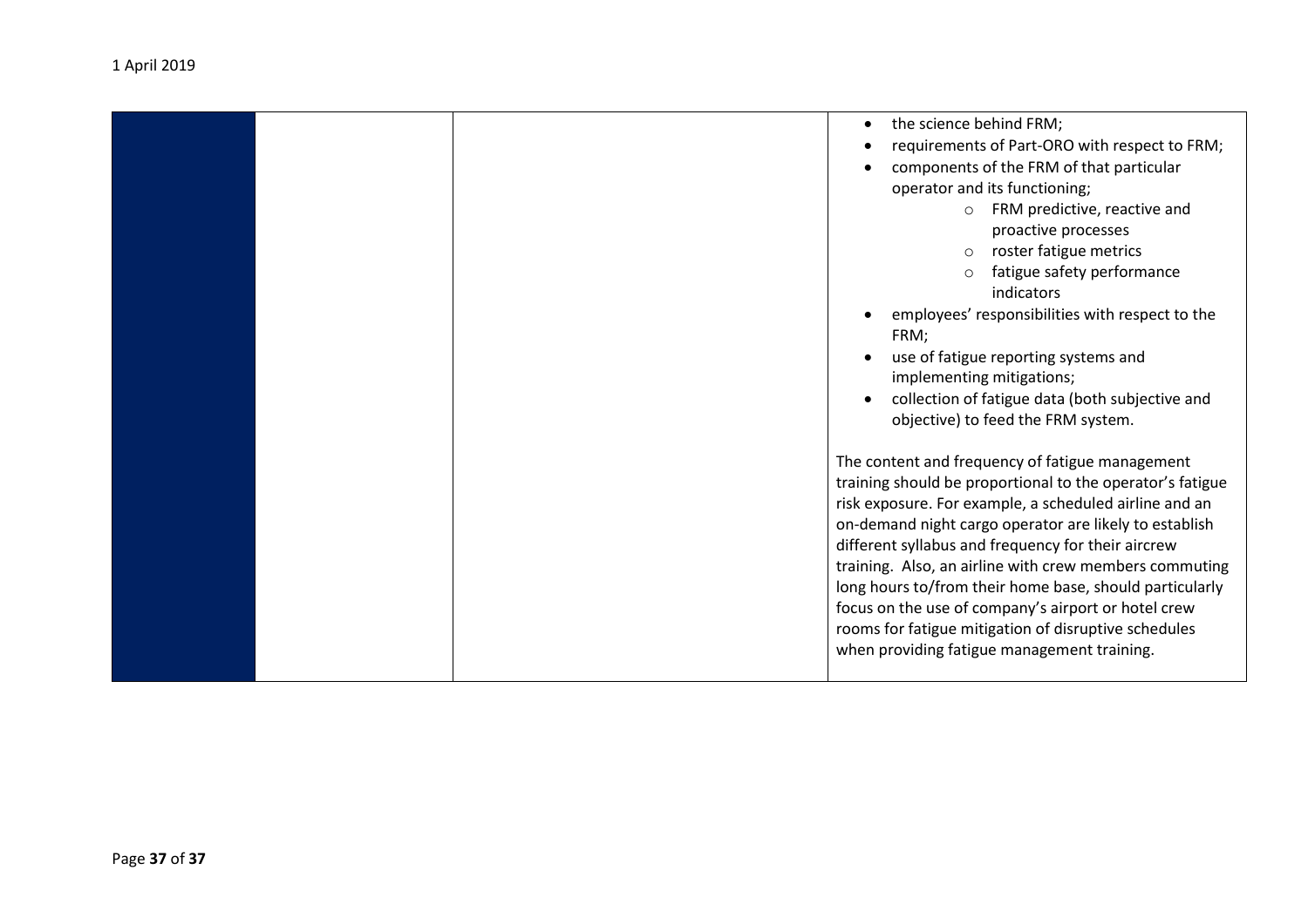| | | | |
|---|---|---|---|
| | | | <ul><li>the science behind FRM;</li><li>requirements of Part-ORO with respect to FRM;</li><li>components of the FRM of that particular operator and its functioning;<ul><li>FRM predictive, reactive and proactive processes</li><li>roster fatigue metrics</li><li>fatigue safety performance indicators</li></ul></li><li>employees' responsibilities with respect to the FRM;</li><li>use of fatigue reporting systems and implementing mitigations;</li><li>collection of fatigue data (both subjective and objective) to feed the FRM system.</li></ul><br>The content and frequency of fatigue management training should be proportional to the operator's fatigue risk exposure. For example, a scheduled airline and an on-demand night cargo operator are likely to establish different syllabus and frequency for their aircrew training. Also, an airline with crew members commuting long hours to/from their home base, should particularly focus on the use of company's airport or hotel crew rooms for fatigue mitigation of disruptive schedules when providing fatigue management training. |